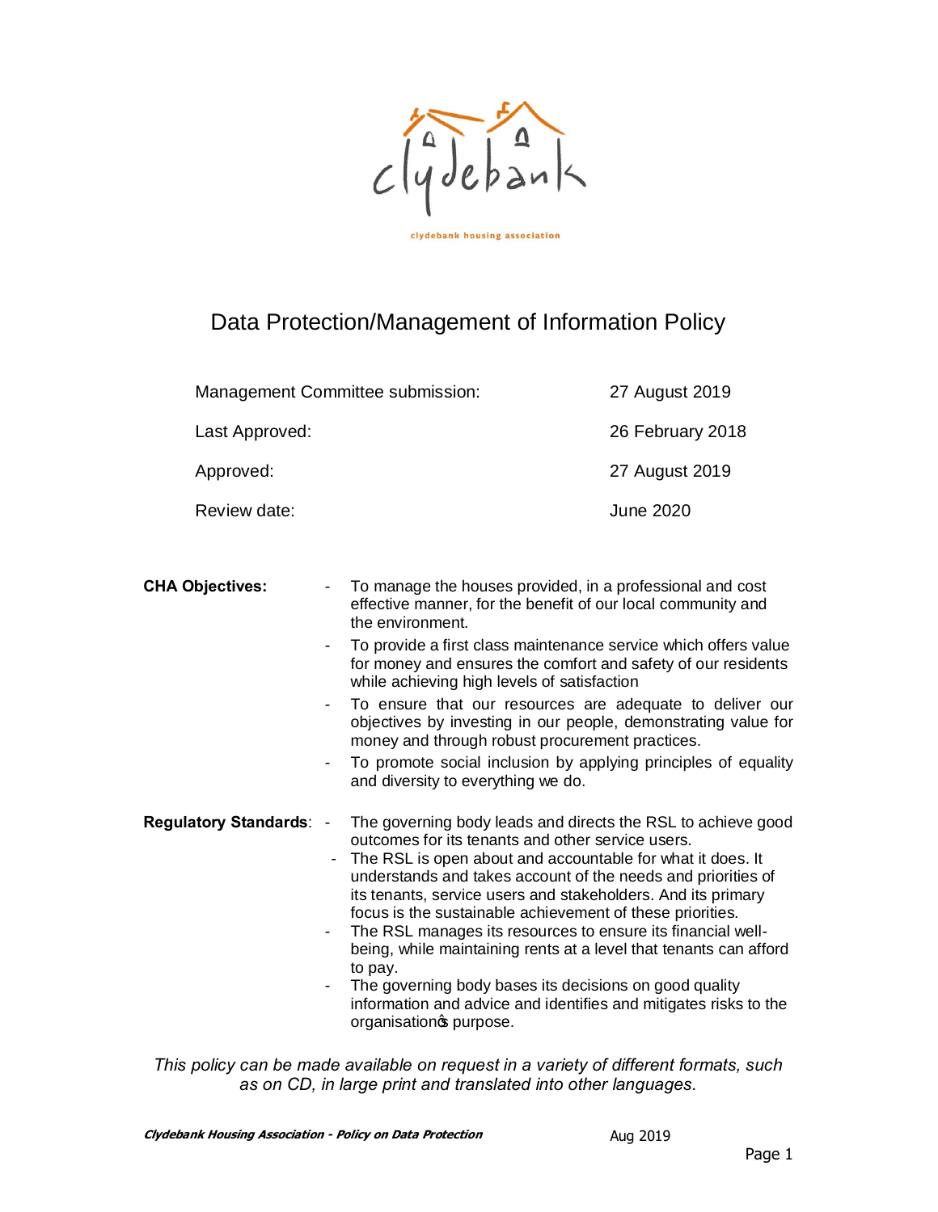clydebank

clydebank housing association

# Data Protection/Management of Information Policy

| | |
|---|---|
| Management Committee submission: | 27 August 2019 |
| Last Approved: | 26 February 2018 |
| Approved: | 27 August 2019 |
| Review date: | June 2020 |

**CHA Objectives:**

- To manage the houses provided, in a professional and cost effective manner, for the benefit of our local community and the environment.
- To provide a first class maintenance service which offers value for money and ensures the comfort and safety of our residents while achieving high levels of satisfaction
- To ensure that our resources are adequate to deliver our objectives by investing in our people, demonstrating value for money and through robust procurement practices.
- To promote social inclusion by applying principles of equality and diversity to everything we do.

**Regulatory Standards**:

- The governing body leads and directs the RSL to achieve good outcomes for its tenants and other service users.
- The RSL is open about and accountable for what it does. It understands and takes account of the needs and priorities of its tenants, service users and stakeholders. And its primary focus is the sustainable achievement of these priorities.
- The RSL manages its resources to ensure its financial well-being, while maintaining rents at a level that tenants can afford to pay.
- The governing body bases its decisions on good quality information and advice and identifies and mitigates risks to the organisation's purpose.

*This policy can be made available on request in a variety of different formats, such as on CD, in large print and translated into other languages.*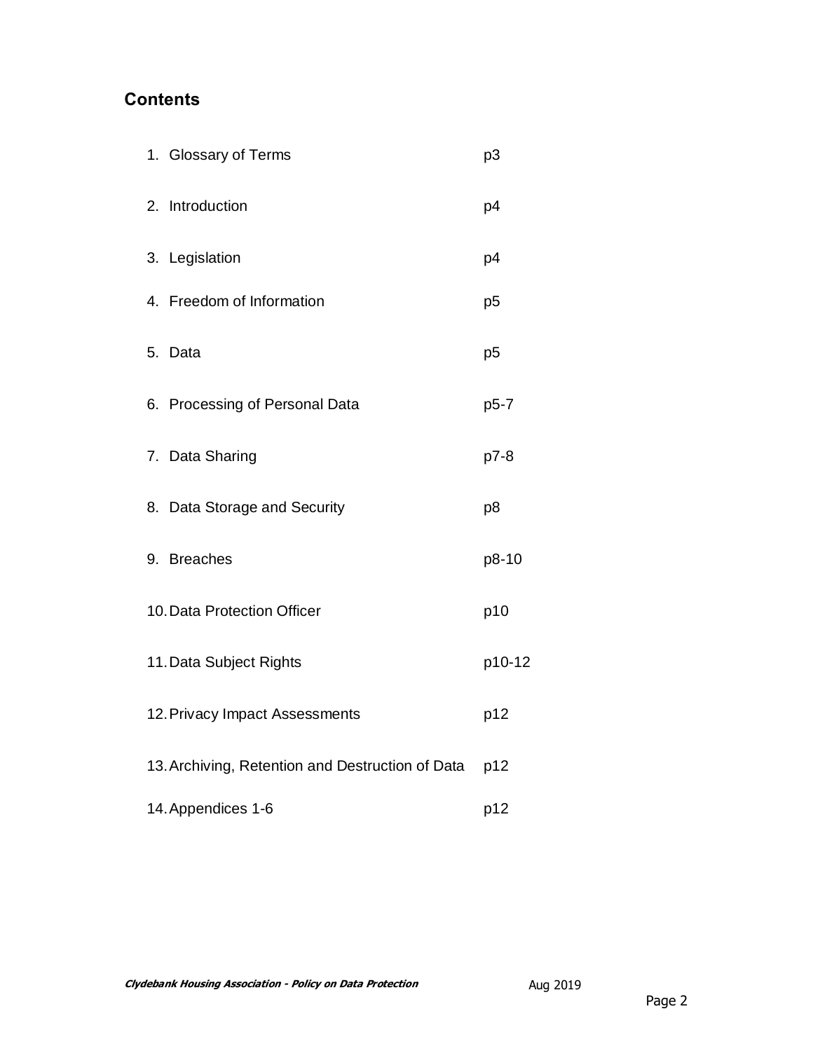## Contents

| | |
|---|---|
| 1. Glossary of Terms | p3 |
| 2. Introduction | p4 |
| 3. Legislation | p4 |
| 4. Freedom of Information | p5 |
| 5. Data | p5 |
| 6. Processing of Personal Data | p5-7 |
| 7. Data Sharing | p7-8 |
| 8. Data Storage and Security | p8 |
| 9. Breaches | p8-10 |
| 10. Data Protection Officer | p10 |
| 11. Data Subject Rights | p10-12 |
| 12. Privacy Impact Assessments | p12 |
| 13. Archiving, Retention and Destruction of Data | p12 |
| 14. Appendices 1-6 | p12 |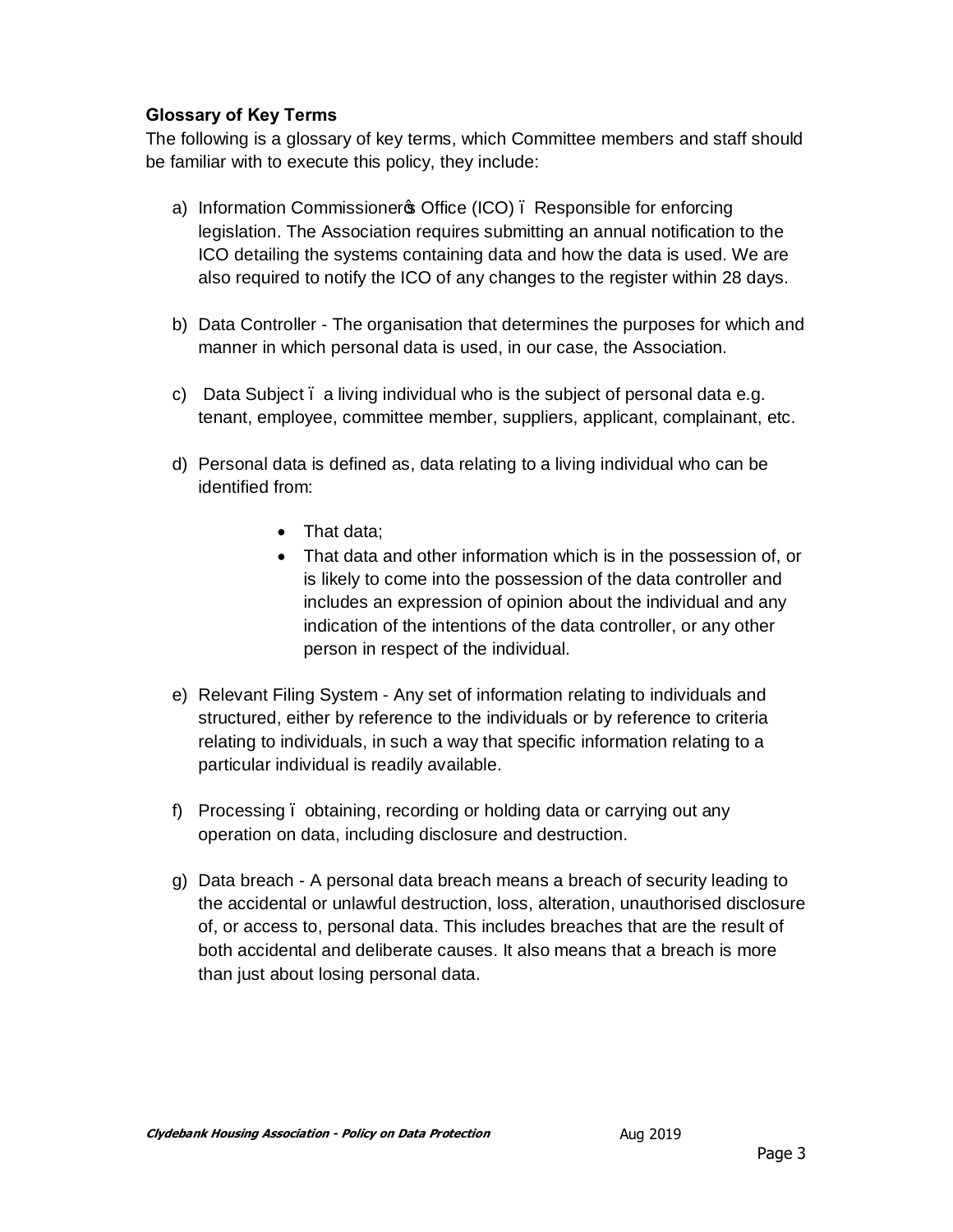**Glossary of Key Terms**

The following is a glossary of key terms, which Committee members and staff should be familiar with to execute this policy, they include:

a) Information Commissioner's Office (ICO) – Responsible for enforcing legislation. The Association requires submitting an annual notification to the ICO detailing the systems containing data and how the data is used. We are also required to notify the ICO of any changes to the register within 28 days.

b) Data Controller - The organisation that determines the purposes for which and manner in which personal data is used, in our case, the Association.

c) Data Subject – a living individual who is the subject of personal data e.g. tenant, employee, committee member, suppliers, applicant, complainant, etc.

d) Personal data is defined as, data relating to a living individual who can be identified from:

   - That data;
   - That data and other information which is in the possession of, or is likely to come into the possession of the data controller and includes an expression of opinion about the individual and any indication of the intentions of the data controller, or any other person in respect of the individual.

e) Relevant Filing System - Any set of information relating to individuals and structured, either by reference to the individuals or by reference to criteria relating to individuals, in such a way that specific information relating to a particular individual is readily available.

f) Processing – obtaining, recording or holding data or carrying out any operation on data, including disclosure and destruction.

g) Data breach - A personal data breach means a breach of security leading to the accidental or unlawful destruction, loss, alteration, unauthorised disclosure of, or access to, personal data. This includes breaches that are the result of both accidental and deliberate causes. It also means that a breach is more than just about losing personal data.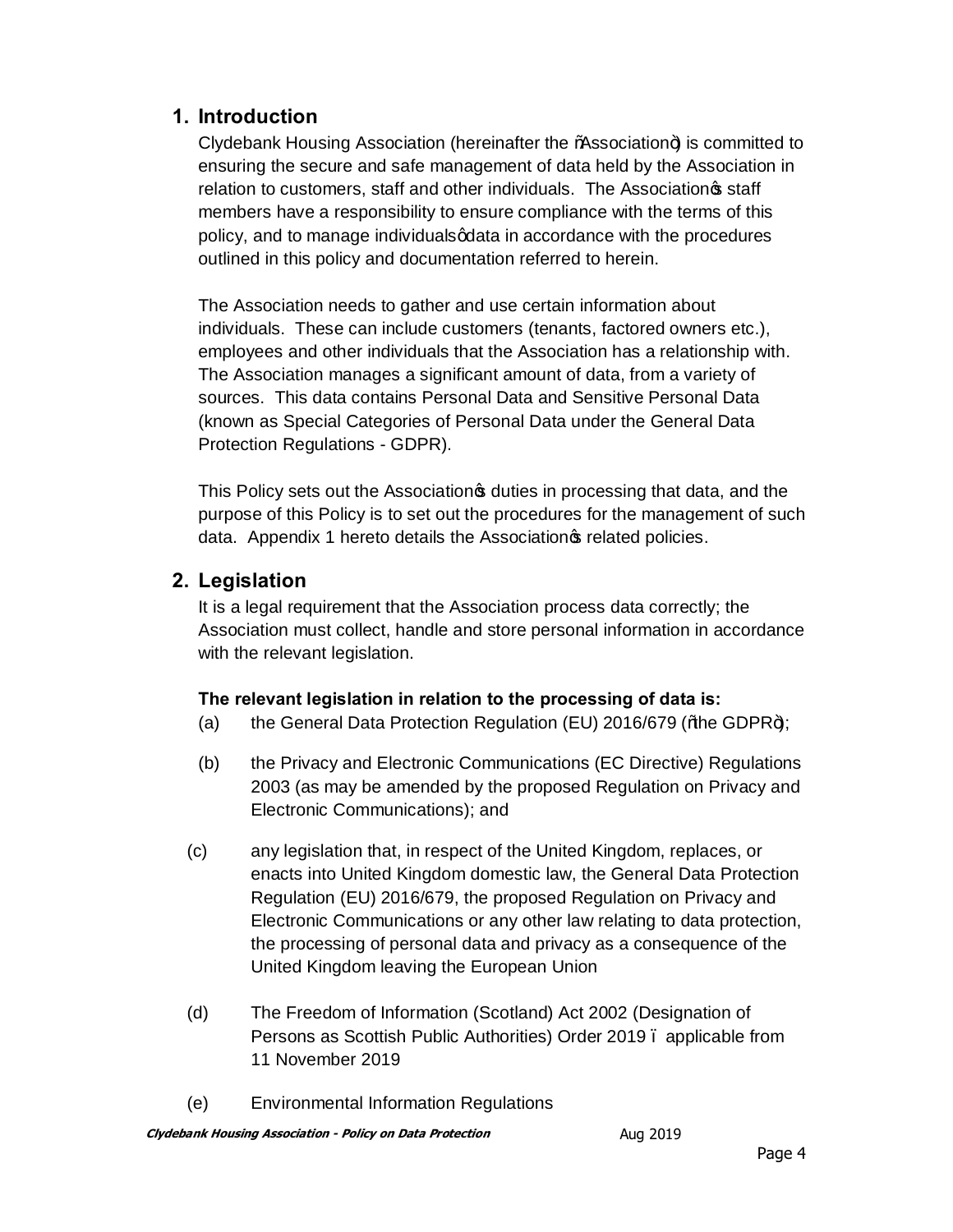## 1. Introduction

Clydebank Housing Association (hereinafter the "Association") is committed to ensuring the secure and safe management of data held by the Association in relation to customers, staff and other individuals. The Association's staff members have a responsibility to ensure compliance with the terms of this policy, and to manage individuals' data in accordance with the procedures outlined in this policy and documentation referred to herein.

The Association needs to gather and use certain information about individuals. These can include customers (tenants, factored owners etc.), employees and other individuals that the Association has a relationship with. The Association manages a significant amount of data, from a variety of sources. This data contains Personal Data and Sensitive Personal Data (known as Special Categories of Personal Data under the General Data Protection Regulations - GDPR).

This Policy sets out the Association's duties in processing that data, and the purpose of this Policy is to set out the procedures for the management of such data. Appendix 1 hereto details the Association's related policies.

## 2. Legislation

It is a legal requirement that the Association process data correctly; the Association must collect, handle and store personal information in accordance with the relevant legislation.

**The relevant legislation in relation to the processing of data is:**

(a) the General Data Protection Regulation (EU) 2016/679 ("the GDPR");

(b) the Privacy and Electronic Communications (EC Directive) Regulations 2003 (as may be amended by the proposed Regulation on Privacy and Electronic Communications); and

(c) any legislation that, in respect of the United Kingdom, replaces, or enacts into United Kingdom domestic law, the General Data Protection Regulation (EU) 2016/679, the proposed Regulation on Privacy and Electronic Communications or any other law relating to data protection, the processing of personal data and privacy as a consequence of the United Kingdom leaving the European Union

(d) The Freedom of Information (Scotland) Act 2002 (Designation of Persons as Scottish Public Authorities) Order 2019 – applicable from 11 November 2019

(e) Environmental Information Regulations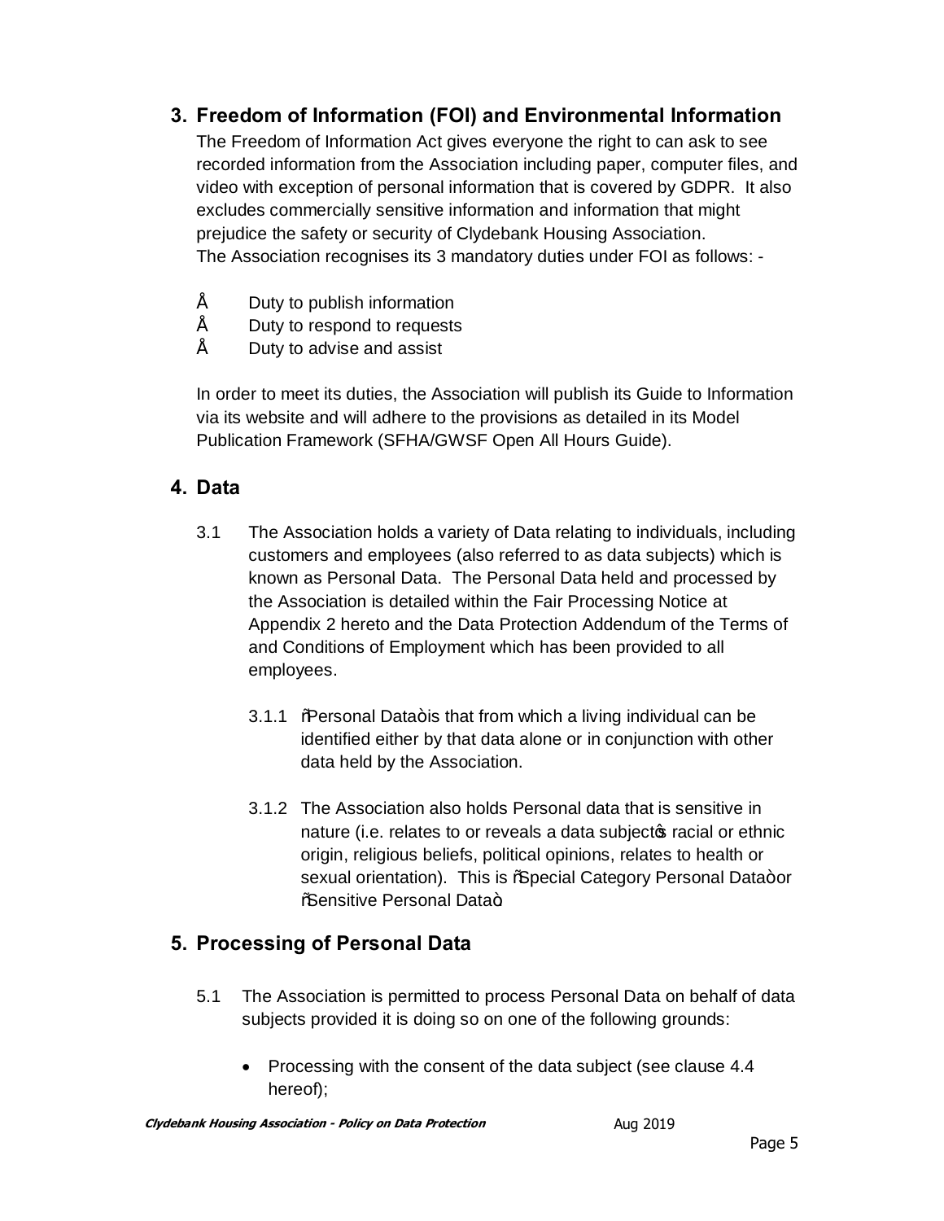## 3. Freedom of Information (FOI) and Environmental Information

The Freedom of Information Act gives everyone the right to can ask to see recorded information from the Association including paper, computer files, and video with exception of personal information that is covered by GDPR. It also excludes commercially sensitive information and information that might prejudice the safety or security of Clydebank Housing Association.
The Association recognises its 3 mandatory duties under FOI as follows: -

- Duty to publish information
- Duty to respond to requests
- Duty to advise and assist

In order to meet its duties, the Association will publish its Guide to Information via its website and will adhere to the provisions as detailed in its Model Publication Framework (SFHA/GWSF Open All Hours Guide).

## 4. Data

3.1 The Association holds a variety of Data relating to individuals, including customers and employees (also referred to as data subjects) which is known as Personal Data. The Personal Data held and processed by the Association is detailed within the Fair Processing Notice at Appendix 2 hereto and the Data Protection Addendum of the Terms of and Conditions of Employment which has been provided to all employees.

3.1.1 "Personal Data" is that from which a living individual can be identified either by that data alone or in conjunction with other data held by the Association.

3.1.2 The Association also holds Personal data that is sensitive in nature (i.e. relates to or reveals a data subject's racial or ethnic origin, religious beliefs, political opinions, relates to health or sexual orientation). This is "Special Category Personal Data" or "Sensitive Personal Data".

## 5. Processing of Personal Data

5.1 The Association is permitted to process Personal Data on behalf of data subjects provided it is doing so on one of the following grounds:

- Processing with the consent of the data subject (see clause 4.4 hereof);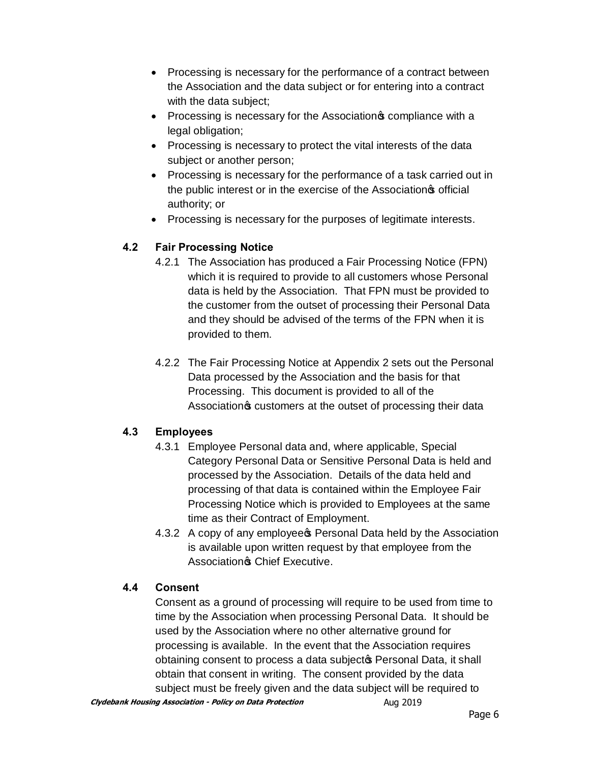- Processing is necessary for the performance of a contract between the Association and the data subject or for entering into a contract with the data subject;
- Processing is necessary for the Association's compliance with a legal obligation;
- Processing is necessary to protect the vital interests of the data subject or another person;
- Processing is necessary for the performance of a task carried out in the public interest or in the exercise of the Association's official authority; or
- Processing is necessary for the purposes of legitimate interests.

### 4.2 Fair Processing Notice

4.2.1 The Association has produced a Fair Processing Notice (FPN) which it is required to provide to all customers whose Personal data is held by the Association. That FPN must be provided to the customer from the outset of processing their Personal Data and they should be advised of the terms of the FPN when it is provided to them.

4.2.2 The Fair Processing Notice at Appendix 2 sets out the Personal Data processed by the Association and the basis for that Processing. This document is provided to all of the Association's customers at the outset of processing their data

### 4.3 Employees

4.3.1 Employee Personal data and, where applicable, Special Category Personal Data or Sensitive Personal Data is held and processed by the Association. Details of the data held and processing of that data is contained within the Employee Fair Processing Notice which is provided to Employees at the same time as their Contract of Employment.

4.3.2 A copy of any employee's Personal Data held by the Association is available upon written request by that employee from the Association's Chief Executive.

### 4.4 Consent

Consent as a ground of processing will require to be used from time to time by the Association when processing Personal Data. It should be used by the Association where no other alternative ground for processing is available. In the event that the Association requires obtaining consent to process a data subject's Personal Data, it shall obtain that consent in writing. The consent provided by the data subject must be freely given and the data subject will be required to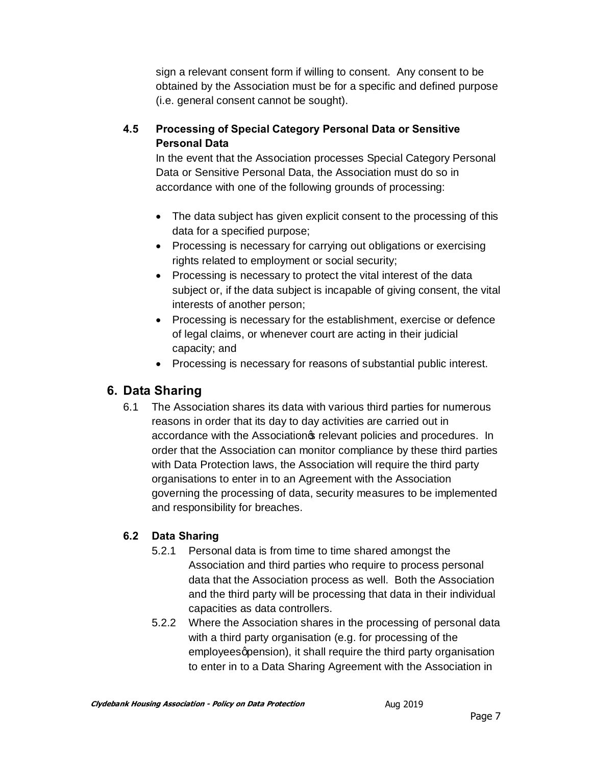sign a relevant consent form if willing to consent. Any consent to be obtained by the Association must be for a specific and defined purpose (i.e. general consent cannot be sought).

**4.5 Processing of Special Category Personal Data or Sensitive Personal Data**

In the event that the Association processes Special Category Personal Data or Sensitive Personal Data, the Association must do so in accordance with one of the following grounds of processing:

- The data subject has given explicit consent to the processing of this data for a specified purpose;
- Processing is necessary for carrying out obligations or exercising rights related to employment or social security;
- Processing is necessary to protect the vital interest of the data subject or, if the data subject is incapable of giving consent, the vital interests of another person;
- Processing is necessary for the establishment, exercise or defence of legal claims, or whenever court are acting in their judicial capacity; and
- Processing is necessary for reasons of substantial public interest.

## 6. Data Sharing

6.1 The Association shares its data with various third parties for numerous reasons in order that its day to day activities are carried out in accordance with the Association's relevant policies and procedures. In order that the Association can monitor compliance by these third parties with Data Protection laws, the Association will require the third party organisations to enter in to an Agreement with the Association governing the processing of data, security measures to be implemented and responsibility for breaches.

**6.2 Data Sharing**

5.2.1 Personal data is from time to time shared amongst the Association and third parties who require to process personal data that the Association process as well. Both the Association and the third party will be processing that data in their individual capacities as data controllers.

5.2.2 Where the Association shares in the processing of personal data with a third party organisation (e.g. for processing of the employees' pension), it shall require the third party organisation to enter in to a Data Sharing Agreement with the Association in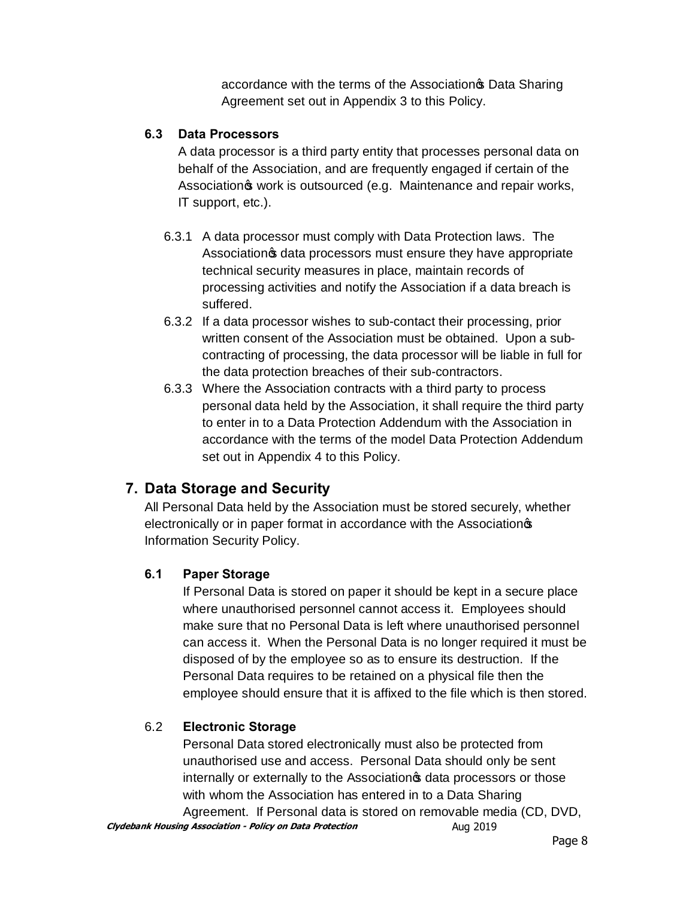accordance with the terms of the Association's Data Sharing Agreement set out in Appendix 3 to this Policy.

### 6.3 Data Processors

A data processor is a third party entity that processes personal data on behalf of the Association, and are frequently engaged if certain of the Association's work is outsourced (e.g. Maintenance and repair works, IT support, etc.).

6.3.1 A data processor must comply with Data Protection laws. The Association's data processors must ensure they have appropriate technical security measures in place, maintain records of processing activities and notify the Association if a data breach is suffered.

6.3.2 If a data processor wishes to sub-contact their processing, prior written consent of the Association must be obtained. Upon a sub-contracting of processing, the data processor will be liable in full for the data protection breaches of their sub-contractors.

6.3.3 Where the Association contracts with a third party to process personal data held by the Association, it shall require the third party to enter in to a Data Protection Addendum with the Association in accordance with the terms of the model Data Protection Addendum set out in Appendix 4 to this Policy.

## 7. Data Storage and Security

All Personal Data held by the Association must be stored securely, whether electronically or in paper format in accordance with the Association's Information Security Policy.

### 6.1 Paper Storage

If Personal Data is stored on paper it should be kept in a secure place where unauthorised personnel cannot access it. Employees should make sure that no Personal Data is left where unauthorised personnel can access it. When the Personal Data is no longer required it must be disposed of by the employee so as to ensure its destruction. If the Personal Data requires to be retained on a physical file then the employee should ensure that it is affixed to the file which is then stored.

### 6.2 Electronic Storage

Personal Data stored electronically must also be protected from unauthorised use and access. Personal Data should only be sent internally or externally to the Association's data processors or those with whom the Association has entered in to a Data Sharing Agreement. If Personal data is stored on removable media (CD, DVD,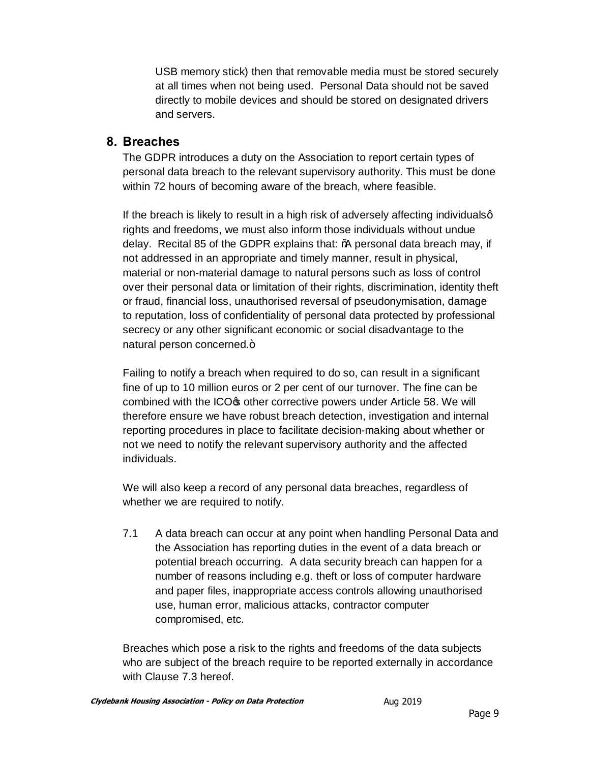USB memory stick) then that removable media must be stored securely at all times when not being used. Personal Data should not be saved directly to mobile devices and should be stored on designated drivers and servers.

## 8. Breaches

The GDPR introduces a duty on the Association to report certain types of personal data breach to the relevant supervisory authority. This must be done within 72 hours of becoming aware of the breach, where feasible.

If the breach is likely to result in a high risk of adversely affecting individuals' rights and freedoms, we must also inform those individuals without undue delay. Recital 85 of the GDPR explains that: "A personal data breach may, if not addressed in an appropriate and timely manner, result in physical, material or non-material damage to natural persons such as loss of control over their personal data or limitation of their rights, discrimination, identity theft or fraud, financial loss, unauthorised reversal of pseudonymisation, damage to reputation, loss of confidentiality of personal data protected by professional secrecy or any other significant economic or social disadvantage to the natural person concerned."

Failing to notify a breach when required to do so, can result in a significant fine of up to 10 million euros or 2 per cent of our turnover. The fine can be combined with the ICO's other corrective powers under Article 58. We will therefore ensure we have robust breach detection, investigation and internal reporting procedures in place to facilitate decision-making about whether or not we need to notify the relevant supervisory authority and the affected individuals.

We will also keep a record of any personal data breaches, regardless of whether we are required to notify.

7.1 A data breach can occur at any point when handling Personal Data and the Association has reporting duties in the event of a data breach or potential breach occurring. A data security breach can happen for a number of reasons including e.g. theft or loss of computer hardware and paper files, inappropriate access controls allowing unauthorised use, human error, malicious attacks, contractor computer compromised, etc.

Breaches which pose a risk to the rights and freedoms of the data subjects who are subject of the breach require to be reported externally in accordance with Clause 7.3 hereof.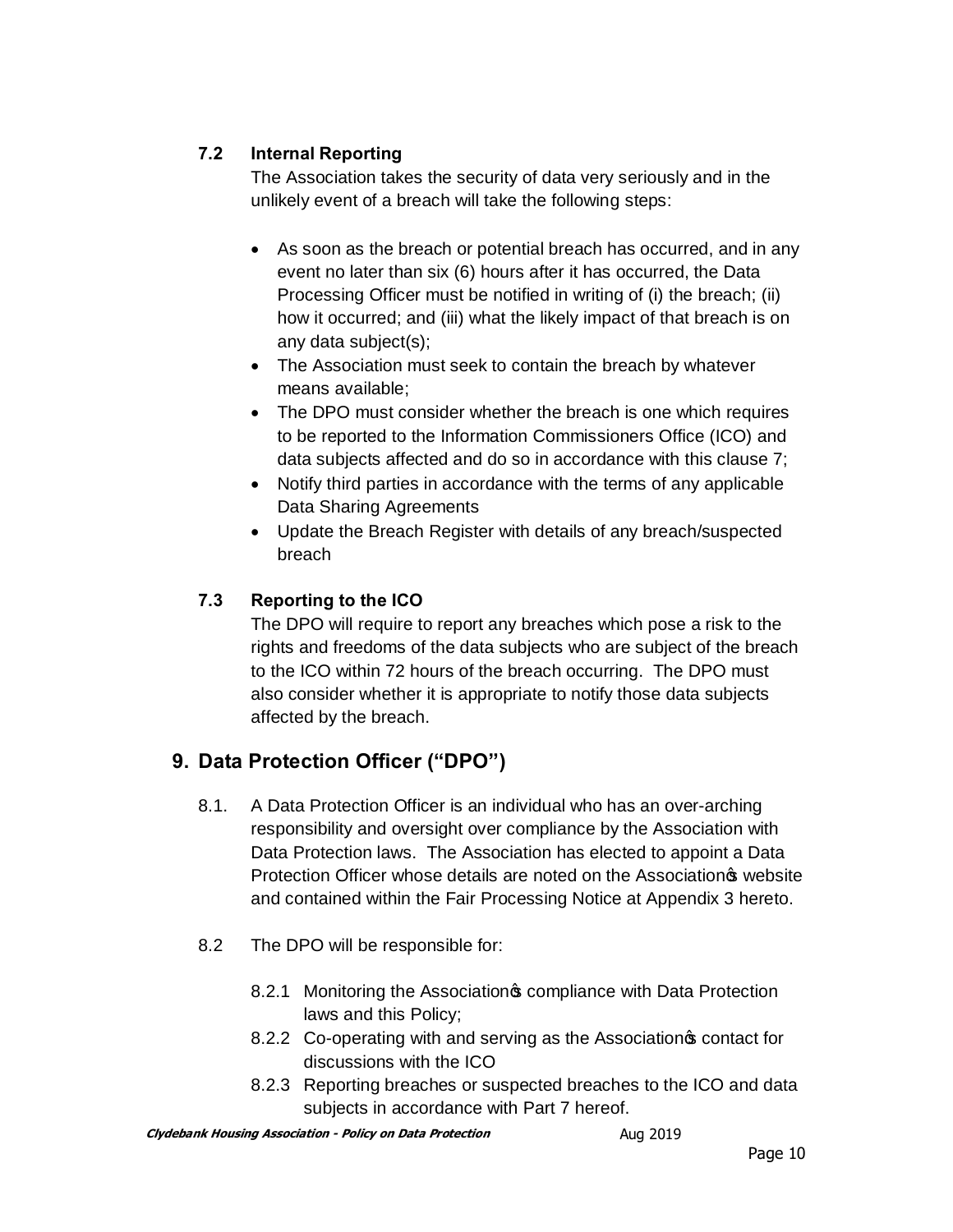### 7.2 Internal Reporting

The Association takes the security of data very seriously and in the unlikely event of a breach will take the following steps:

- As soon as the breach or potential breach has occurred, and in any event no later than six (6) hours after it has occurred, the Data Processing Officer must be notified in writing of (i) the breach; (ii) how it occurred; and (iii) what the likely impact of that breach is on any data subject(s);
- The Association must seek to contain the breach by whatever means available;
- The DPO must consider whether the breach is one which requires to be reported to the Information Commissioners Office (ICO) and data subjects affected and do so in accordance with this clause 7;
- Notify third parties in accordance with the terms of any applicable Data Sharing Agreements
- Update the Breach Register with details of any breach/suspected breach

### 7.3 Reporting to the ICO

The DPO will require to report any breaches which pose a risk to the rights and freedoms of the data subjects who are subject of the breach to the ICO within 72 hours of the breach occurring. The DPO must also consider whether it is appropriate to notify those data subjects affected by the breach.

## 9. Data Protection Officer ("DPO")

8.1. A Data Protection Officer is an individual who has an over-arching responsibility and oversight over compliance by the Association with Data Protection laws. The Association has elected to appoint a Data Protection Officer whose details are noted on the Association's website and contained within the Fair Processing Notice at Appendix 3 hereto.

8.2 The DPO will be responsible for:

8.2.1 Monitoring the Association's compliance with Data Protection laws and this Policy;

8.2.2 Co-operating with and serving as the Association's contact for discussions with the ICO

8.2.3 Reporting breaches or suspected breaches to the ICO and data subjects in accordance with Part 7 hereof.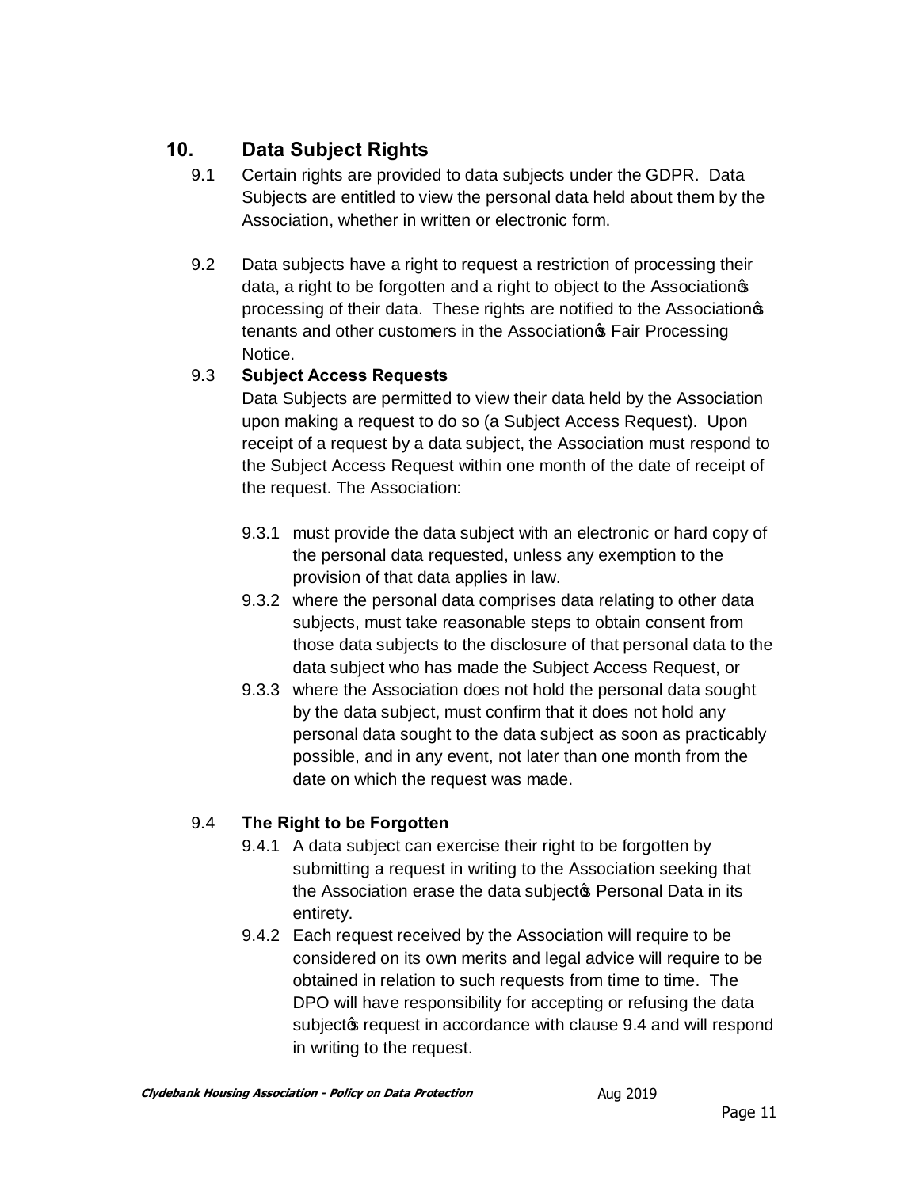## 10. Data Subject Rights

9.1 Certain rights are provided to data subjects under the GDPR. Data Subjects are entitled to view the personal data held about them by the Association, whether in written or electronic form.

9.2 Data subjects have a right to request a restriction of processing their data, a right to be forgotten and a right to object to the Association's processing of their data. These rights are notified to the Association's tenants and other customers in the Association's Fair Processing Notice.

9.3 **Subject Access Requests**

Data Subjects are permitted to view their data held by the Association upon making a request to do so (a Subject Access Request). Upon receipt of a request by a data subject, the Association must respond to the Subject Access Request within one month of the date of receipt of the request. The Association:

9.3.1 must provide the data subject with an electronic or hard copy of the personal data requested, unless any exemption to the provision of that data applies in law.

9.3.2 where the personal data comprises data relating to other data subjects, must take reasonable steps to obtain consent from those data subjects to the disclosure of that personal data to the data subject who has made the Subject Access Request, or

9.3.3 where the Association does not hold the personal data sought by the data subject, must confirm that it does not hold any personal data sought to the data subject as soon as practicably possible, and in any event, not later than one month from the date on which the request was made.

9.4 **The Right to be Forgotten**

9.4.1 A data subject can exercise their right to be forgotten by submitting a request in writing to the Association seeking that the Association erase the data subject's Personal Data in its entirety.

9.4.2 Each request received by the Association will require to be considered on its own merits and legal advice will require to be obtained in relation to such requests from time to time. The DPO will have responsibility for accepting or refusing the data subject's request in accordance with clause 9.4 and will respond in writing to the request.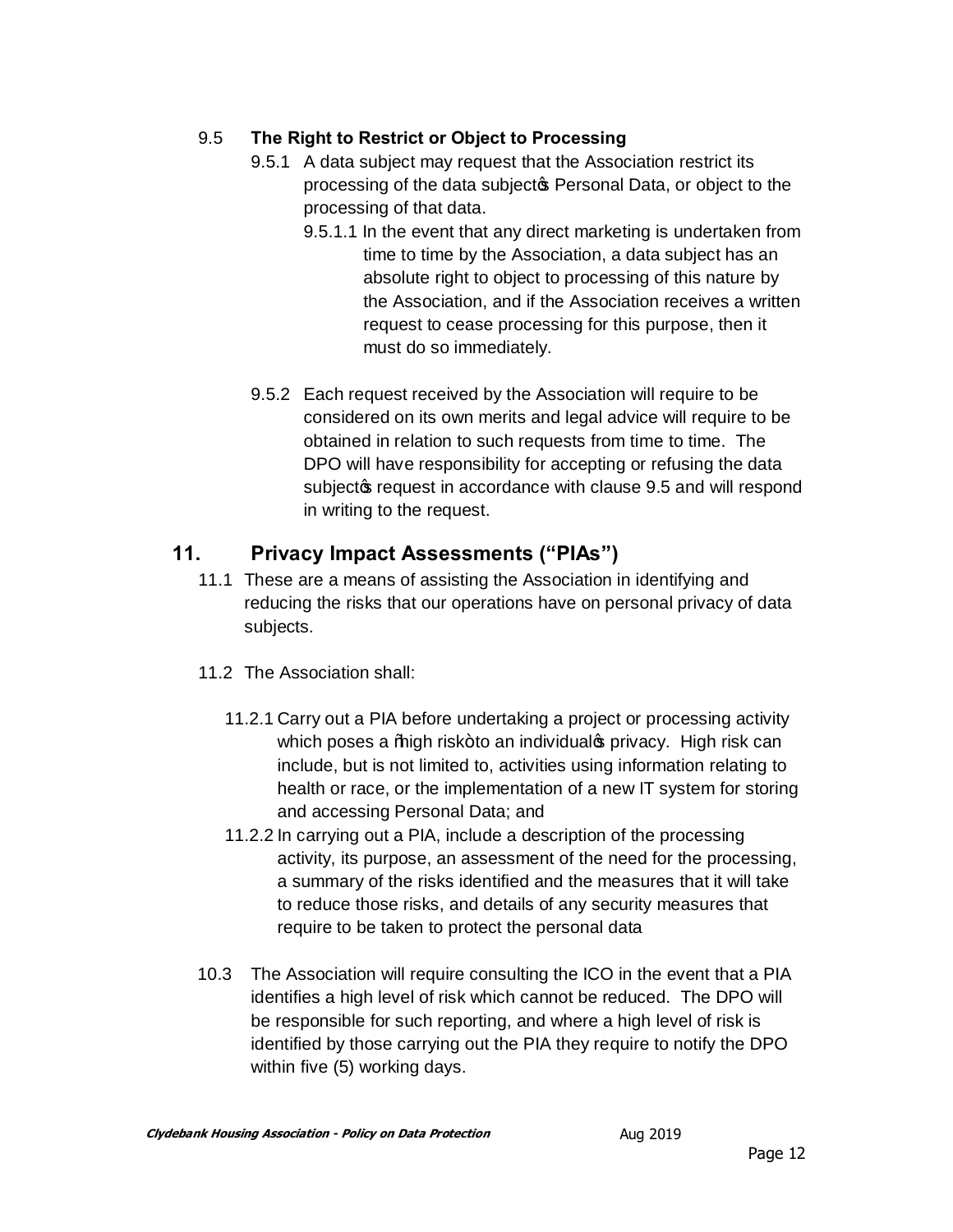9.5 **The Right to Restrict or Object to Processing**

9.5.1 A data subject may request that the Association restrict its processing of the data subject's Personal Data, or object to the processing of that data.

9.5.1.1 In the event that any direct marketing is undertaken from time to time by the Association, a data subject has an absolute right to object to processing of this nature by the Association, and if the Association receives a written request to cease processing for this purpose, then it must do so immediately.

9.5.2 Each request received by the Association will require to be considered on its own merits and legal advice will require to be obtained in relation to such requests from time to time. The DPO will have responsibility for accepting or refusing the data subject's request in accordance with clause 9.5 and will respond in writing to the request.

## 11. Privacy Impact Assessments ("PIAs")

11.1 These are a means of assisting the Association in identifying and reducing the risks that our operations have on personal privacy of data subjects.

11.2 The Association shall:

11.2.1 Carry out a PIA before undertaking a project or processing activity which poses a "high risk" to an individual's privacy. High risk can include, but is not limited to, activities using information relating to health or race, or the implementation of a new IT system for storing and accessing Personal Data; and

11.2.2 In carrying out a PIA, include a description of the processing activity, its purpose, an assessment of the need for the processing, a summary of the risks identified and the measures that it will take to reduce those risks, and details of any security measures that require to be taken to protect the personal data

10.3 The Association will require consulting the ICO in the event that a PIA identifies a high level of risk which cannot be reduced. The DPO will be responsible for such reporting, and where a high level of risk is identified by those carrying out the PIA they require to notify the DPO within five (5) working days.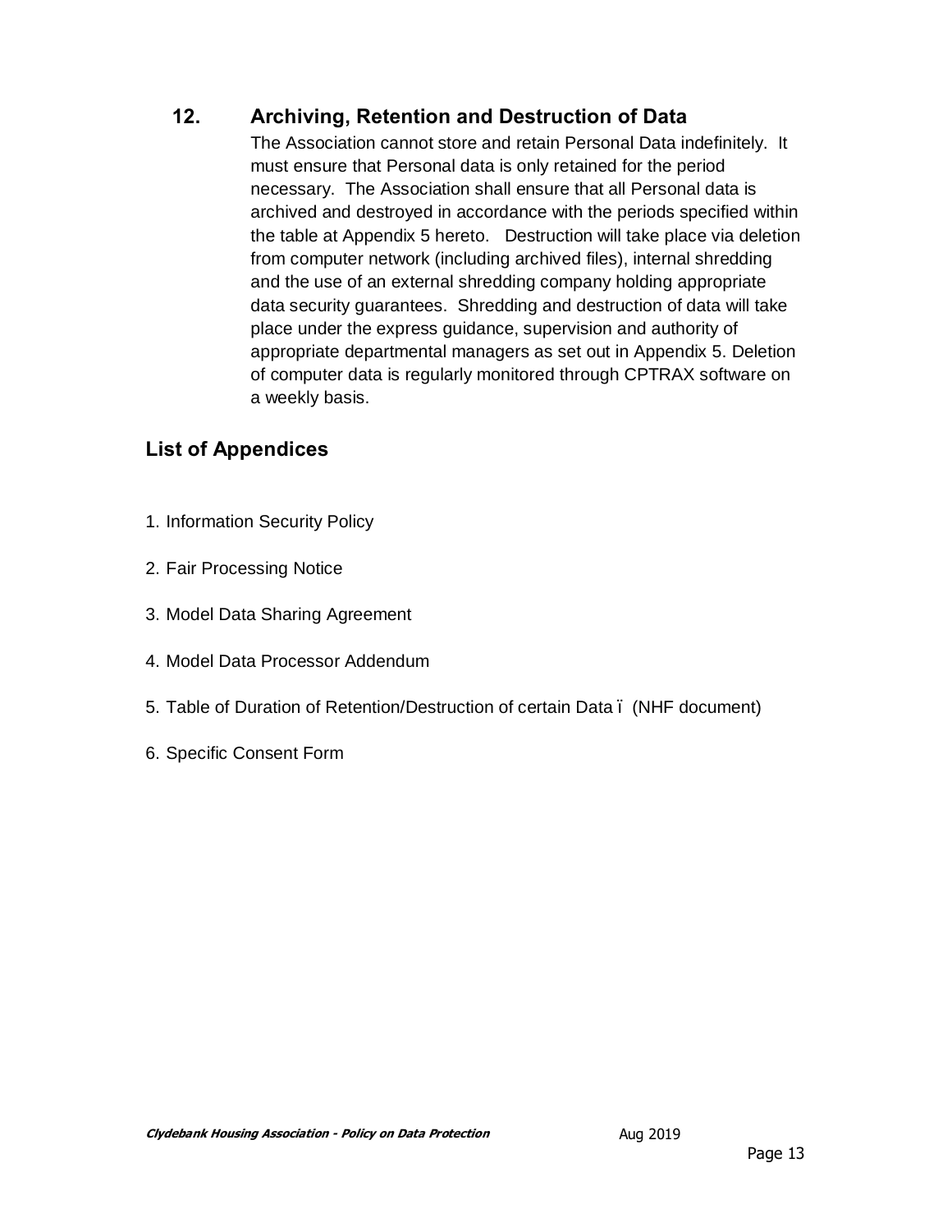## 12. Archiving, Retention and Destruction of Data

The Association cannot store and retain Personal Data indefinitely. It must ensure that Personal data is only retained for the period necessary. The Association shall ensure that all Personal data is archived and destroyed in accordance with the periods specified within the table at Appendix 5 hereto. Destruction will take place via deletion from computer network (including archived files), internal shredding and the use of an external shredding company holding appropriate data security guarantees. Shredding and destruction of data will take place under the express guidance, supervision and authority of appropriate departmental managers as set out in Appendix 5. Deletion of computer data is regularly monitored through CPTRAX software on a weekly basis.

## List of Appendices

1. Information Security Policy
2. Fair Processing Notice
3. Model Data Sharing Agreement
4. Model Data Processor Addendum
5. Table of Duration of Retention/Destruction of certain Data – (NHF document)
6. Specific Consent Form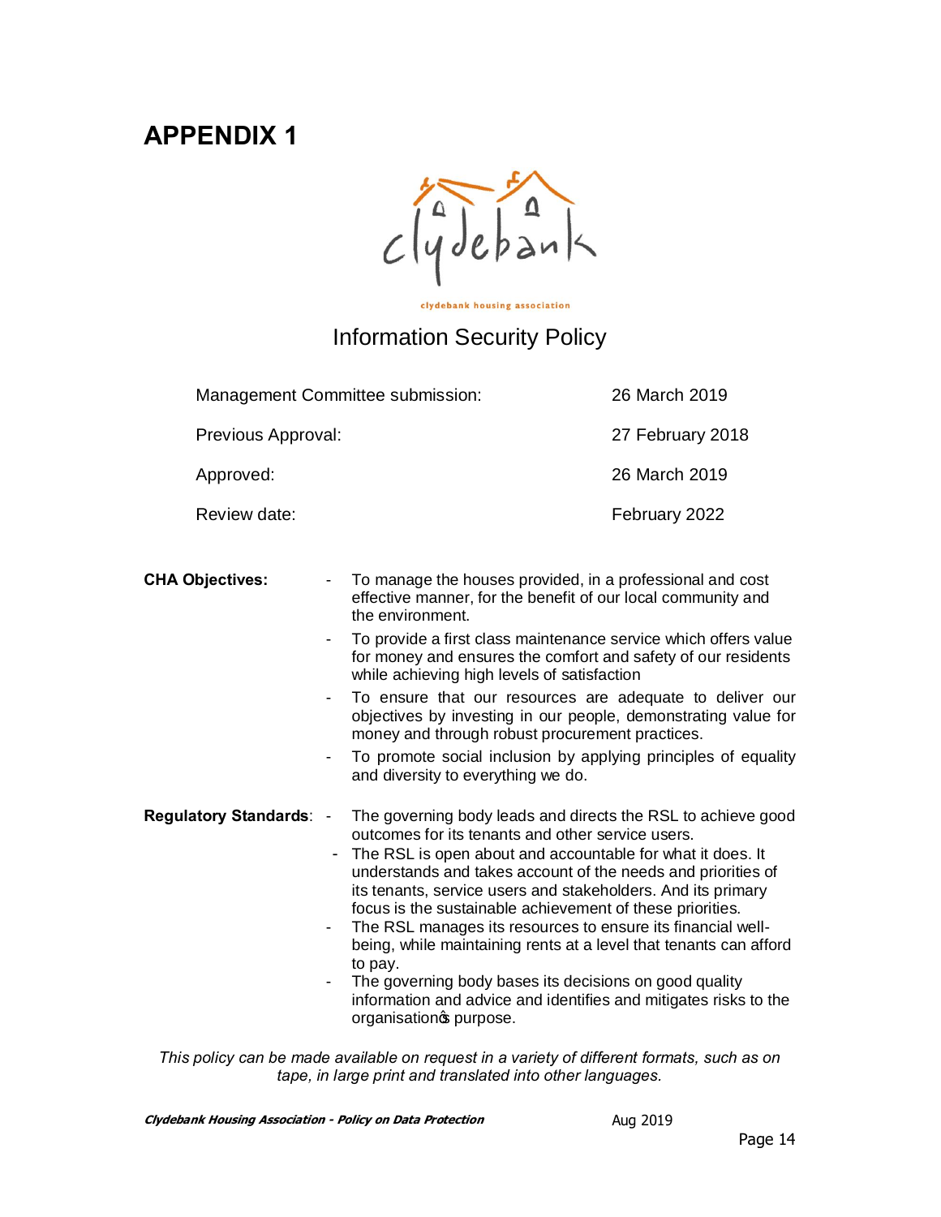# APPENDIX 1

clydebank housing association

## Information Security Policy

| | |
|---|---|
| Management Committee submission: | 26 March 2019 |
| Previous Approval: | 27 February 2018 |
| Approved: | 26 March 2019 |
| Review date: | February 2022 |

**CHA Objectives:**

- To manage the houses provided, in a professional and cost effective manner, for the benefit of our local community and the environment.
- To provide a first class maintenance service which offers value for money and ensures the comfort and safety of our residents while achieving high levels of satisfaction
- To ensure that our resources are adequate to deliver our objectives by investing in our people, demonstrating value for money and through robust procurement practices.
- To promote social inclusion by applying principles of equality and diversity to everything we do.

**Regulatory Standards**:

- The governing body leads and directs the RSL to achieve good outcomes for its tenants and other service users.
- The RSL is open about and accountable for what it does. It understands and takes account of the needs and priorities of its tenants, service users and stakeholders. And its primary focus is the sustainable achievement of these priorities.
- The RSL manages its resources to ensure its financial well-being, while maintaining rents at a level that tenants can afford to pay.
- The governing body bases its decisions on good quality information and advice and identifies and mitigates risks to the organisation's purpose.

*This policy can be made available on request in a variety of different formats, such as on tape, in large print and translated into other languages.*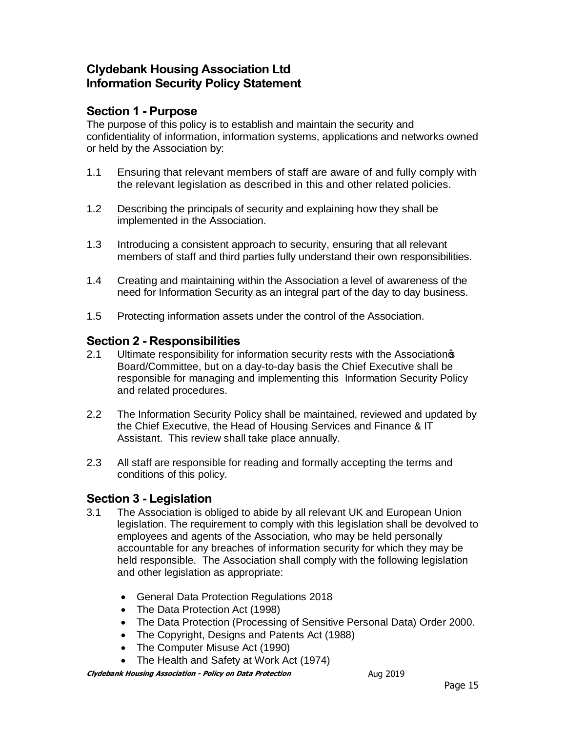# Clydebank Housing Association Ltd
# Information Security Policy Statement

## Section 1 - Purpose

The purpose of this policy is to establish and maintain the security and confidentiality of information, information systems, applications and networks owned or held by the Association by:

1.1 Ensuring that relevant members of staff are aware of and fully comply with the relevant legislation as described in this and other related policies.

1.2 Describing the principals of security and explaining how they shall be implemented in the Association.

1.3 Introducing a consistent approach to security, ensuring that all relevant members of staff and third parties fully understand their own responsibilities.

1.4 Creating and maintaining within the Association a level of awareness of the need for Information Security as an integral part of the day to day business.

1.5 Protecting information assets under the control of the Association.

## Section 2 - Responsibilities

2.1 Ultimate responsibility for information security rests with the Association's Board/Committee, but on a day-to-day basis the Chief Executive shall be responsible for managing and implementing this Information Security Policy and related procedures.

2.2 The Information Security Policy shall be maintained, reviewed and updated by the Chief Executive, the Head of Housing Services and Finance & IT Assistant. This review shall take place annually.

2.3 All staff are responsible for reading and formally accepting the terms and conditions of this policy.

## Section 3 - Legislation

3.1 The Association is obliged to abide by all relevant UK and European Union legislation. The requirement to comply with this legislation shall be devolved to employees and agents of the Association, who may be held personally accountable for any breaches of information security for which they may be held responsible. The Association shall comply with the following legislation and other legislation as appropriate:

- General Data Protection Regulations 2018
- The Data Protection Act (1998)
- The Data Protection (Processing of Sensitive Personal Data) Order 2000.
- The Copyright, Designs and Patents Act (1988)
- The Computer Misuse Act (1990)
- The Health and Safety at Work Act (1974)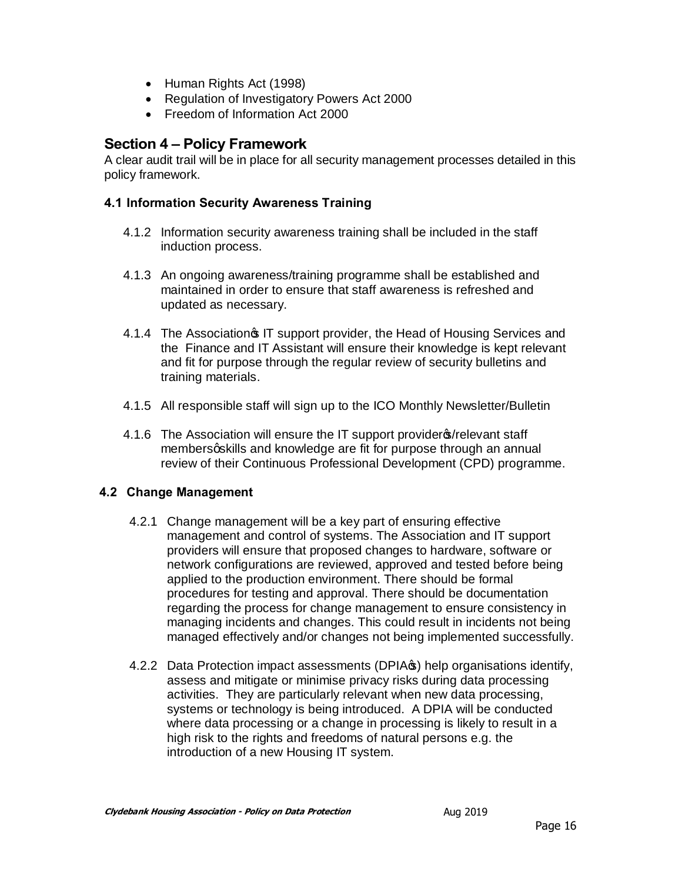- Human Rights Act (1998)
- Regulation of Investigatory Powers Act 2000
- Freedom of Information Act 2000

## Section 4 – Policy Framework

A clear audit trail will be in place for all security management processes detailed in this policy framework.

### 4.1 Information Security Awareness Training

4.1.2 Information security awareness training shall be included in the staff induction process.

4.1.3 An ongoing awareness/training programme shall be established and maintained in order to ensure that staff awareness is refreshed and updated as necessary.

4.1.4 The Association's IT support provider, the Head of Housing Services and the Finance and IT Assistant will ensure their knowledge is kept relevant and fit for purpose through the regular review of security bulletins and training materials.

4.1.5 All responsible staff will sign up to the ICO Monthly Newsletter/Bulletin

4.1.6 The Association will ensure the IT support provider's/relevant staff members' skills and knowledge are fit for purpose through an annual review of their Continuous Professional Development (CPD) programme.

### 4.2 Change Management

4.2.1 Change management will be a key part of ensuring effective management and control of systems. The Association and IT support providers will ensure that proposed changes to hardware, software or network configurations are reviewed, approved and tested before being applied to the production environment. There should be formal procedures for testing and approval. There should be documentation regarding the process for change management to ensure consistency in managing incidents and changes. This could result in incidents not being managed effectively and/or changes not being implemented successfully.

4.2.2 Data Protection impact assessments (DPIA's) help organisations identify, assess and mitigate or minimise privacy risks during data processing activities. They are particularly relevant when new data processing, systems or technology is being introduced. A DPIA will be conducted where data processing or a change in processing is likely to result in a high risk to the rights and freedoms of natural persons e.g. the introduction of a new Housing IT system.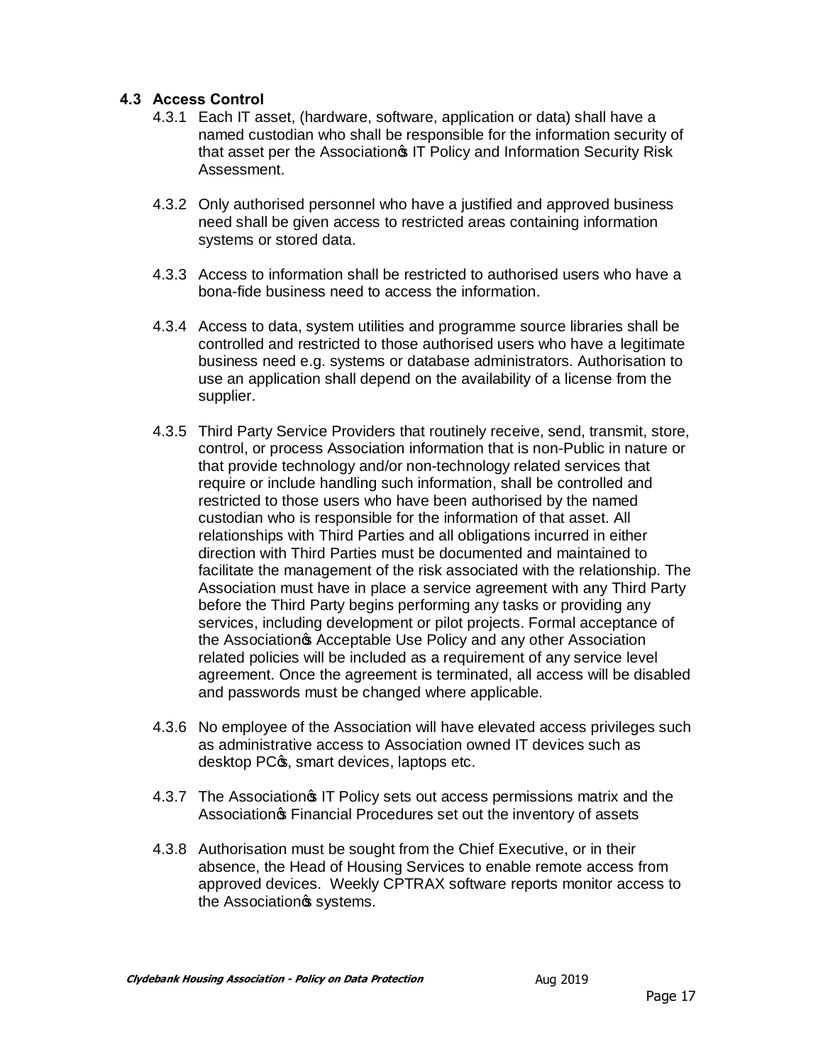### 4.3 Access Control

4.3.1 Each IT asset, (hardware, software, application or data) shall have a named custodian who shall be responsible for the information security of that asset per the Association's IT Policy and Information Security Risk Assessment.

4.3.2 Only authorised personnel who have a justified and approved business need shall be given access to restricted areas containing information systems or stored data.

4.3.3 Access to information shall be restricted to authorised users who have a bona-fide business need to access the information.

4.3.4 Access to data, system utilities and programme source libraries shall be controlled and restricted to those authorised users who have a legitimate business need e.g. systems or database administrators. Authorisation to use an application shall depend on the availability of a license from the supplier.

4.3.5 Third Party Service Providers that routinely receive, send, transmit, store, control, or process Association information that is non-Public in nature or that provide technology and/or non-technology related services that require or include handling such information, shall be controlled and restricted to those users who have been authorised by the named custodian who is responsible for the information of that asset. All relationships with Third Parties and all obligations incurred in either direction with Third Parties must be documented and maintained to facilitate the management of the risk associated with the relationship. The Association must have in place a service agreement with any Third Party before the Third Party begins performing any tasks or providing any services, including development or pilot projects. Formal acceptance of the Association's Acceptable Use Policy and any other Association related policies will be included as a requirement of any service level agreement. Once the agreement is terminated, all access will be disabled and passwords must be changed where applicable.

4.3.6 No employee of the Association will have elevated access privileges such as administrative access to Association owned IT devices such as desktop PC's, smart devices, laptops etc.

4.3.7 The Association's IT Policy sets out access permissions matrix and the Association's Financial Procedures set out the inventory of assets

4.3.8 Authorisation must be sought from the Chief Executive, or in their absence, the Head of Housing Services to enable remote access from approved devices. Weekly CPTRAX software reports monitor access to the Association's systems.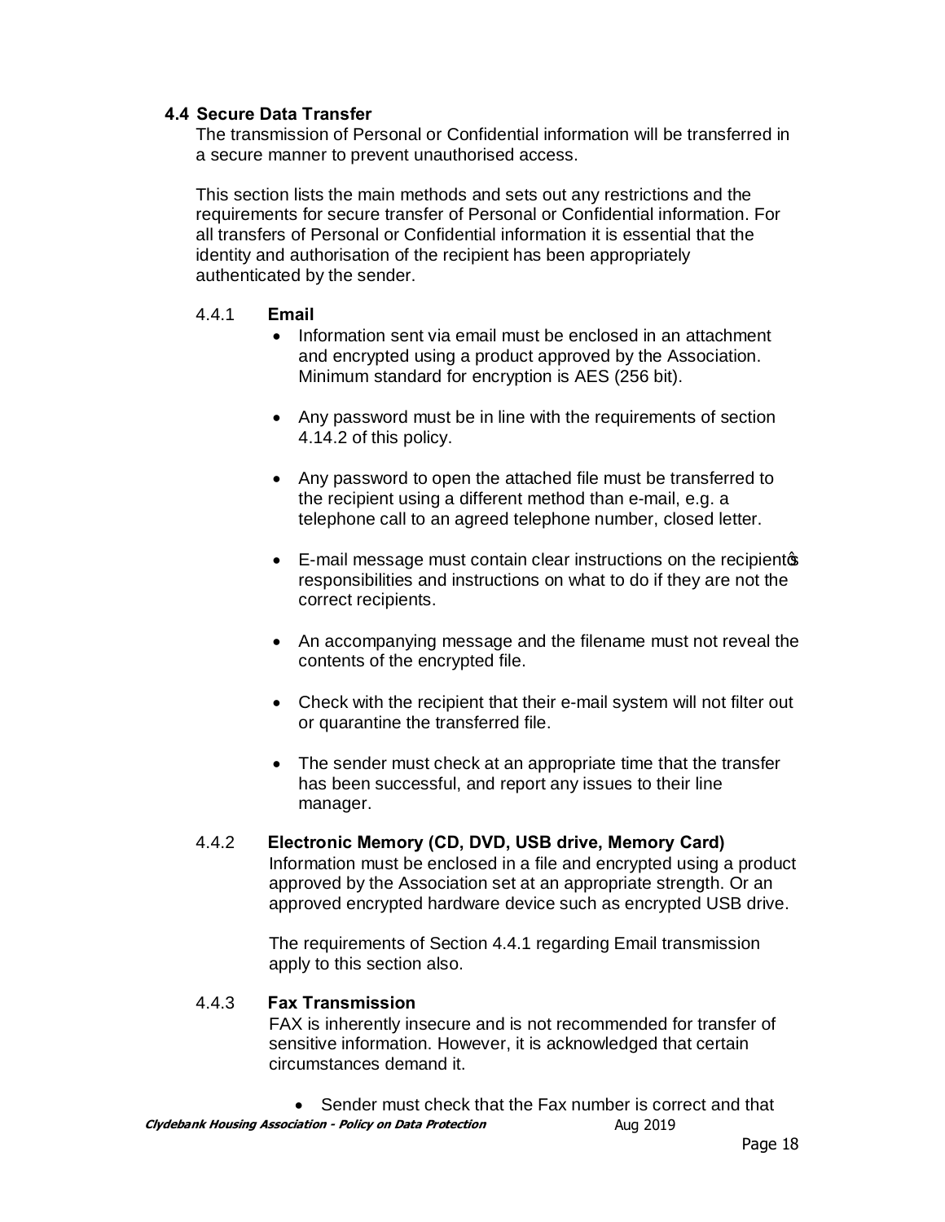### 4.4 Secure Data Transfer

The transmission of Personal or Confidential information will be transferred in a secure manner to prevent unauthorised access.

This section lists the main methods and sets out any restrictions and the requirements for secure transfer of Personal or Confidential information. For all transfers of Personal or Confidential information it is essential that the identity and authorisation of the recipient has been appropriately authenticated by the sender.

#### 4.4.1 Email

- Information sent via email must be enclosed in an attachment and encrypted using a product approved by the Association. Minimum standard for encryption is AES (256 bit).
- Any password must be in line with the requirements of section 4.14.2 of this policy.
- Any password to open the attached file must be transferred to the recipient using a different method than e-mail, e.g. a telephone call to an agreed telephone number, closed letter.
- E-mail message must contain clear instructions on the recipient's responsibilities and instructions on what to do if they are not the correct recipients.
- An accompanying message and the filename must not reveal the contents of the encrypted file.
- Check with the recipient that their e-mail system will not filter out or quarantine the transferred file.
- The sender must check at an appropriate time that the transfer has been successful, and report any issues to their line manager.

#### 4.4.2 Electronic Memory (CD, DVD, USB drive, Memory Card)

Information must be enclosed in a file and encrypted using a product approved by the Association set at an appropriate strength. Or an approved encrypted hardware device such as encrypted USB drive.

The requirements of Section 4.4.1 regarding Email transmission apply to this section also.

#### 4.4.3 Fax Transmission

FAX is inherently insecure and is not recommended for transfer of sensitive information. However, it is acknowledged that certain circumstances demand it.

- Sender must check that the Fax number is correct and that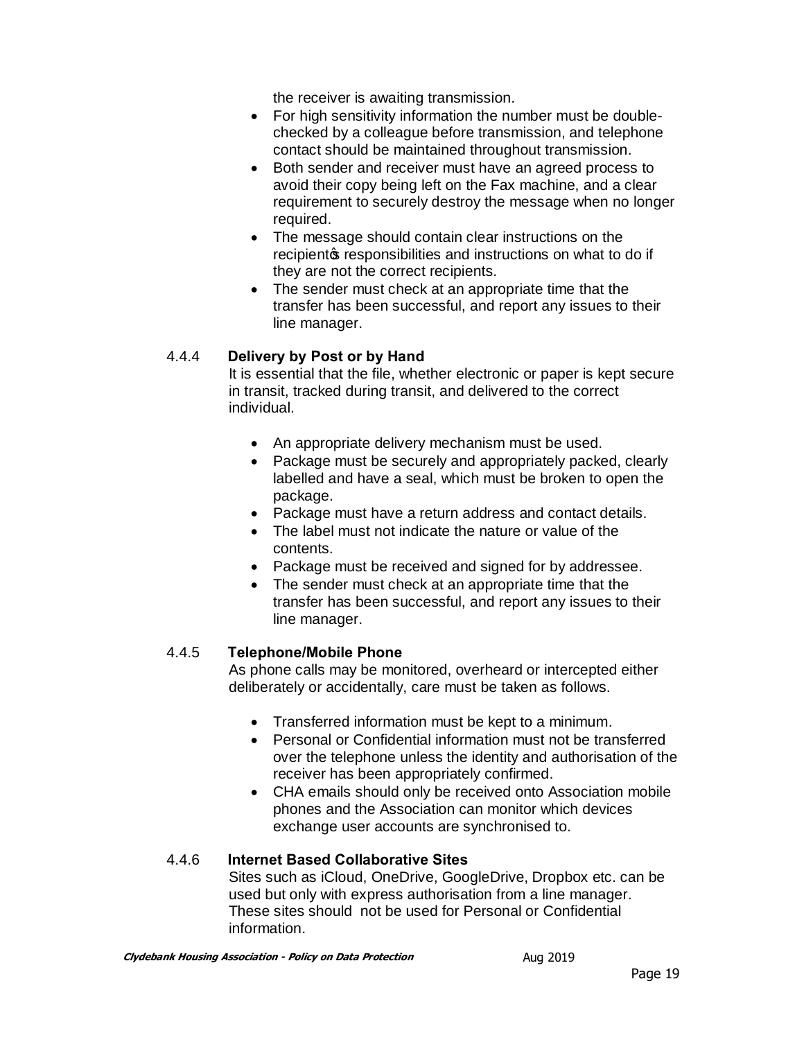the receiver is awaiting transmission.

- For high sensitivity information the number must be double-checked by a colleague before transmission, and telephone contact should be maintained throughout transmission.
- Both sender and receiver must have an agreed process to avoid their copy being left on the Fax machine, and a clear requirement to securely destroy the message when no longer required.
- The message should contain clear instructions on the recipient's responsibilities and instructions on what to do if they are not the correct recipients.
- The sender must check at an appropriate time that the transfer has been successful, and report any issues to their line manager.

#### 4.4.4 Delivery by Post or by Hand

It is essential that the file, whether electronic or paper is kept secure in transit, tracked during transit, and delivered to the correct individual.

- An appropriate delivery mechanism must be used.
- Package must be securely and appropriately packed, clearly labelled and have a seal, which must be broken to open the package.
- Package must have a return address and contact details.
- The label must not indicate the nature or value of the contents.
- Package must be received and signed for by addressee.
- The sender must check at an appropriate time that the transfer has been successful, and report any issues to their line manager.

#### 4.4.5 Telephone/Mobile Phone

As phone calls may be monitored, overheard or intercepted either deliberately or accidentally, care must be taken as follows.

- Transferred information must be kept to a minimum.
- Personal or Confidential information must not be transferred over the telephone unless the identity and authorisation of the receiver has been appropriately confirmed.
- CHA emails should only be received onto Association mobile phones and the Association can monitor which devices exchange user accounts are synchronised to.

#### 4.4.6 Internet Based Collaborative Sites

Sites such as iCloud, OneDrive, GoogleDrive, Dropbox etc. can be used but only with express authorisation from a line manager. These sites should not be used for Personal or Confidential information.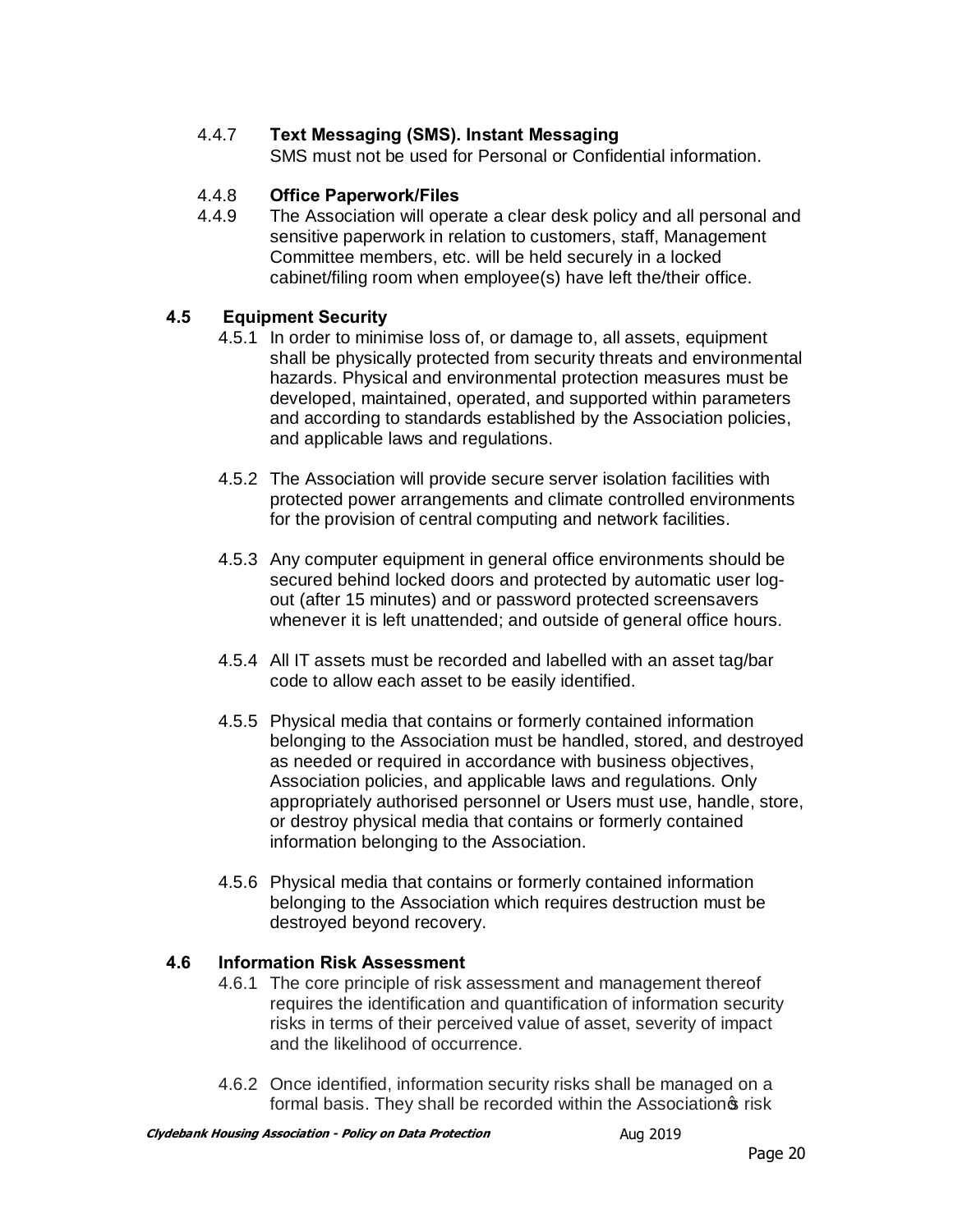4.4.7 **Text Messaging (SMS). Instant Messaging**

SMS must not be used for Personal or Confidential information.

4.4.8 **Office Paperwork/Files**

4.4.9 The Association will operate a clear desk policy and all personal and sensitive paperwork in relation to customers, staff, Management Committee members, etc. will be held securely in a locked cabinet/filing room when employee(s) have left the/their office.

### 4.5 Equipment Security

4.5.1 In order to minimise loss of, or damage to, all assets, equipment shall be physically protected from security threats and environmental hazards. Physical and environmental protection measures must be developed, maintained, operated, and supported within parameters and according to standards established by the Association policies, and applicable laws and regulations.

4.5.2 The Association will provide secure server isolation facilities with protected power arrangements and climate controlled environments for the provision of central computing and network facilities.

4.5.3 Any computer equipment in general office environments should be secured behind locked doors and protected by automatic user log-out (after 15 minutes) and or password protected screensavers whenever it is left unattended; and outside of general office hours.

4.5.4 All IT assets must be recorded and labelled with an asset tag/bar code to allow each asset to be easily identified.

4.5.5 Physical media that contains or formerly contained information belonging to the Association must be handled, stored, and destroyed as needed or required in accordance with business objectives, Association policies, and applicable laws and regulations. Only appropriately authorised personnel or Users must use, handle, store, or destroy physical media that contains or formerly contained information belonging to the Association.

4.5.6 Physical media that contains or formerly contained information belonging to the Association which requires destruction must be destroyed beyond recovery.

### 4.6 Information Risk Assessment

4.6.1 The core principle of risk assessment and management thereof requires the identification and quantification of information security risks in terms of their perceived value of asset, severity of impact and the likelihood of occurrence.

4.6.2 Once identified, information security risks shall be managed on a formal basis. They shall be recorded within the Association's risk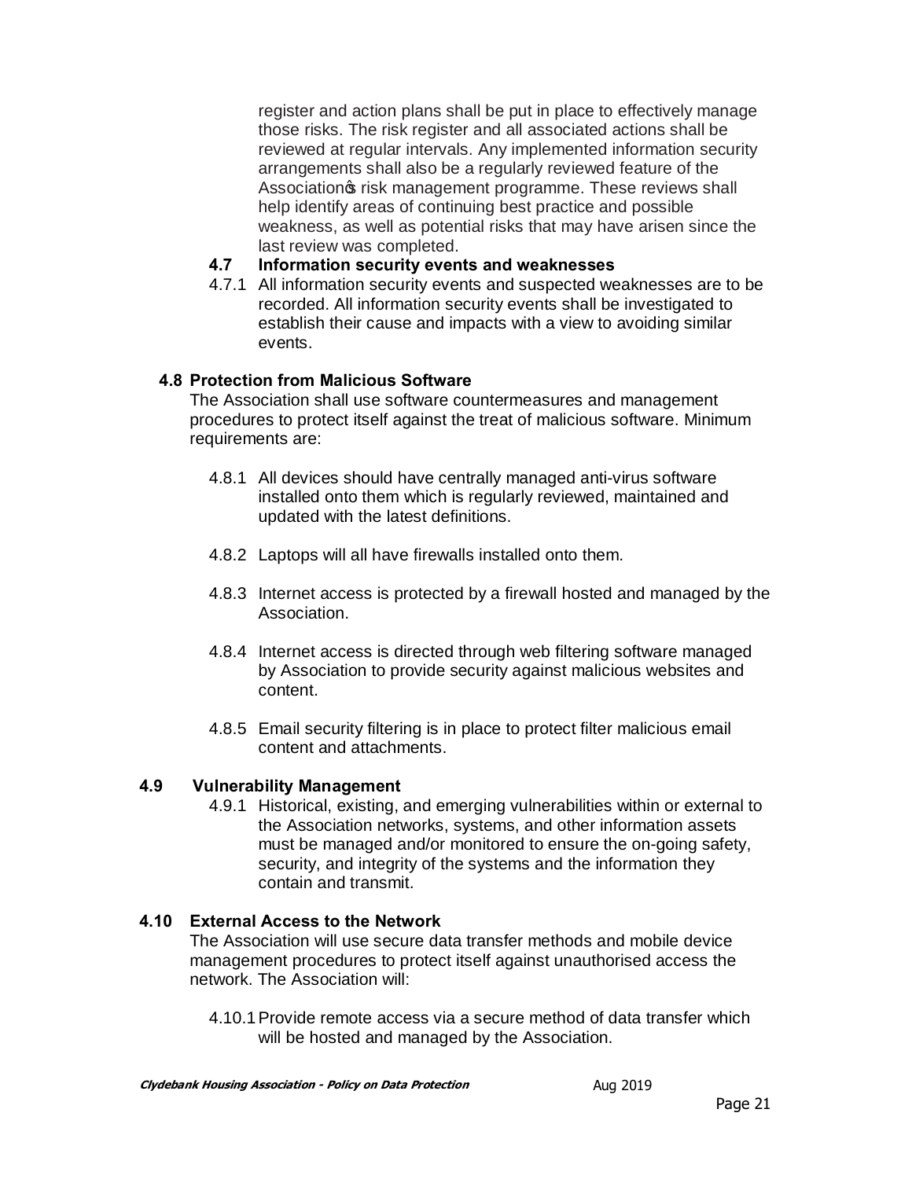register and action plans shall be put in place to effectively manage those risks. The risk register and all associated actions shall be reviewed at regular intervals. Any implemented information security arrangements shall also be a regularly reviewed feature of the Association's risk management programme. These reviews shall help identify areas of continuing best practice and possible weakness, as well as potential risks that may have arisen since the last review was completed.

### 4.7 Information security events and weaknesses

4.7.1 All information security events and suspected weaknesses are to be recorded. All information security events shall be investigated to establish their cause and impacts with a view to avoiding similar events.

### 4.8 Protection from Malicious Software

The Association shall use software countermeasures and management procedures to protect itself against the treat of malicious software. Minimum requirements are:

4.8.1 All devices should have centrally managed anti-virus software installed onto them which is regularly reviewed, maintained and updated with the latest definitions.

4.8.2 Laptops will all have firewalls installed onto them.

4.8.3 Internet access is protected by a firewall hosted and managed by the Association.

4.8.4 Internet access is directed through web filtering software managed by Association to provide security against malicious websites and content.

4.8.5 Email security filtering is in place to protect filter malicious email content and attachments.

### 4.9 Vulnerability Management

4.9.1 Historical, existing, and emerging vulnerabilities within or external to the Association networks, systems, and other information assets must be managed and/or monitored to ensure the on-going safety, security, and integrity of the systems and the information they contain and transmit.

### 4.10 External Access to the Network

The Association will use secure data transfer methods and mobile device management procedures to protect itself against unauthorised access the network. The Association will:

4.10.1 Provide remote access via a secure method of data transfer which will be hosted and managed by the Association.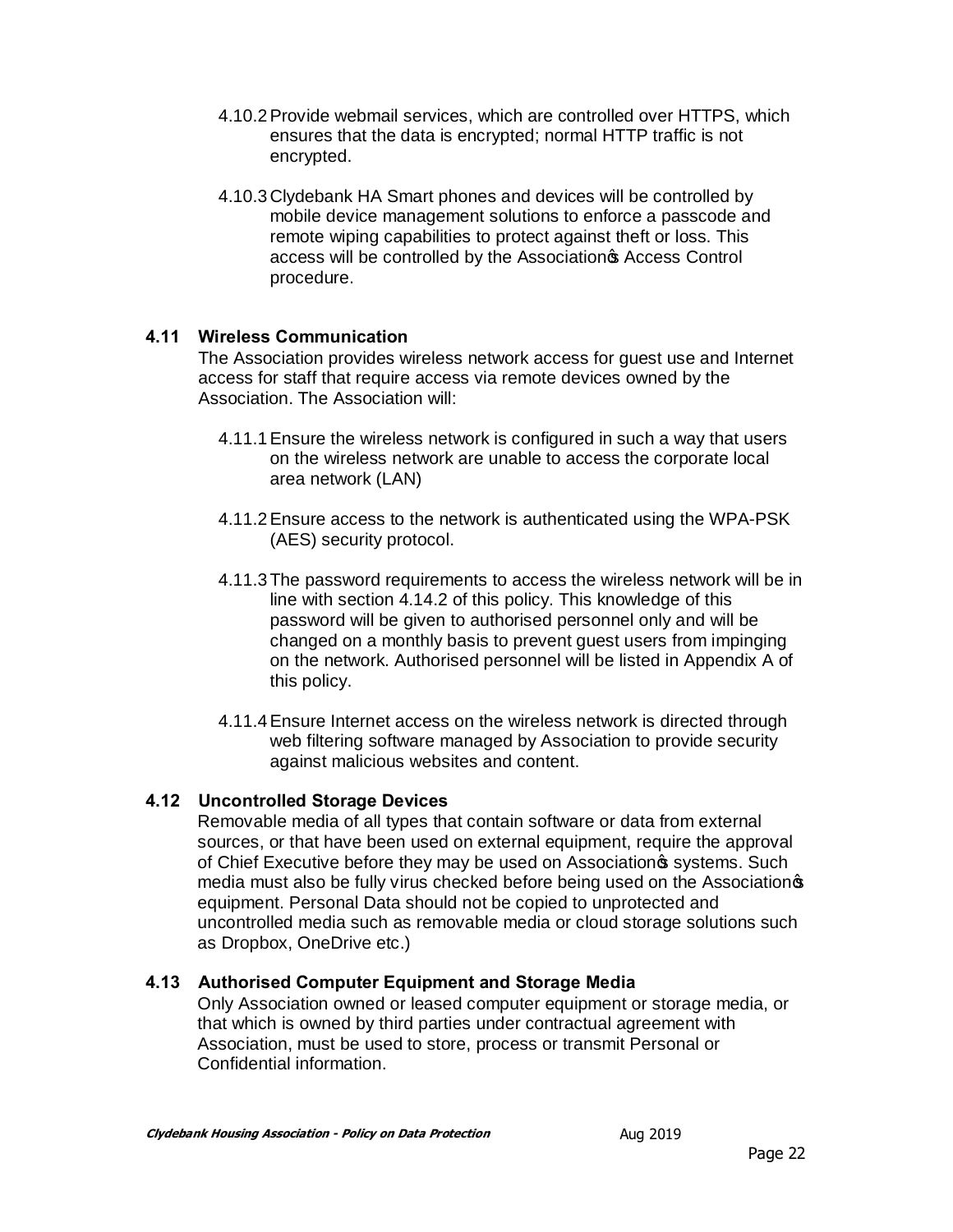4.10.2 Provide webmail services, which are controlled over HTTPS, which ensures that the data is encrypted; normal HTTP traffic is not encrypted.

4.10.3 Clydebank HA Smart phones and devices will be controlled by mobile device management solutions to enforce a passcode and remote wiping capabilities to protect against theft or loss. This access will be controlled by the Association's Access Control procedure.

### 4.11 Wireless Communication

The Association provides wireless network access for guest use and Internet access for staff that require access via remote devices owned by the Association. The Association will:

4.11.1 Ensure the wireless network is configured in such a way that users on the wireless network are unable to access the corporate local area network (LAN)

4.11.2 Ensure access to the network is authenticated using the WPA-PSK (AES) security protocol.

4.11.3 The password requirements to access the wireless network will be in line with section 4.14.2 of this policy. This knowledge of this password will be given to authorised personnel only and will be changed on a monthly basis to prevent guest users from impinging on the network. Authorised personnel will be listed in Appendix A of this policy.

4.11.4 Ensure Internet access on the wireless network is directed through web filtering software managed by Association to provide security against malicious websites and content.

### 4.12 Uncontrolled Storage Devices

Removable media of all types that contain software or data from external sources, or that have been used on external equipment, require the approval of Chief Executive before they may be used on Association's systems. Such media must also be fully virus checked before being used on the Association's equipment. Personal Data should not be copied to unprotected and uncontrolled media such as removable media or cloud storage solutions such as Dropbox, OneDrive etc.)

### 4.13 Authorised Computer Equipment and Storage Media

Only Association owned or leased computer equipment or storage media, or that which is owned by third parties under contractual agreement with Association, must be used to store, process or transmit Personal or Confidential information.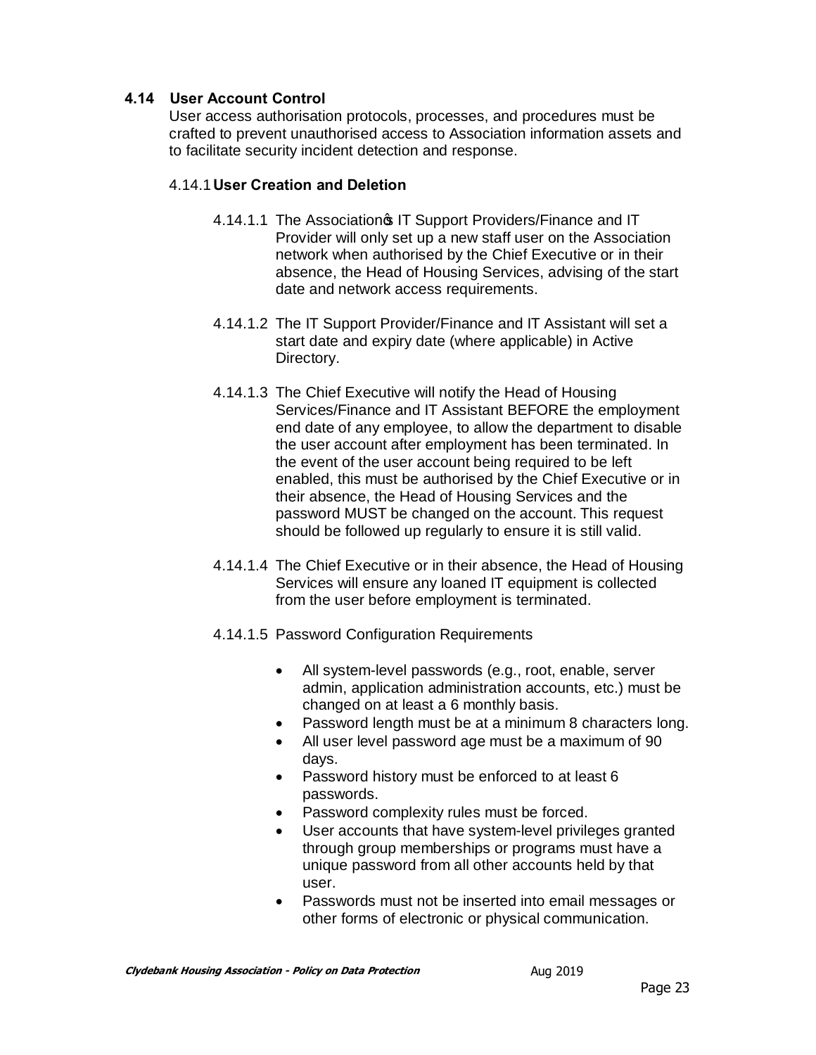### 4.14 User Account Control

User access authorisation protocols, processes, and procedures must be crafted to prevent unauthorised access to Association information assets and to facilitate security incident detection and response.

#### 4.14.1 User Creation and Deletion

4.14.1.1 The Association's IT Support Providers/Finance and IT Provider will only set up a new staff user on the Association network when authorised by the Chief Executive or in their absence, the Head of Housing Services, advising of the start date and network access requirements.

4.14.1.2 The IT Support Provider/Finance and IT Assistant will set a start date and expiry date (where applicable) in Active Directory.

4.14.1.3 The Chief Executive will notify the Head of Housing Services/Finance and IT Assistant BEFORE the employment end date of any employee, to allow the department to disable the user account after employment has been terminated. In the event of the user account being required to be left enabled, this must be authorised by the Chief Executive or in their absence, the Head of Housing Services and the password MUST be changed on the account. This request should be followed up regularly to ensure it is still valid.

4.14.1.4 The Chief Executive or in their absence, the Head of Housing Services will ensure any loaned IT equipment is collected from the user before employment is terminated.

4.14.1.5 Password Configuration Requirements

- All system-level passwords (e.g., root, enable, server admin, application administration accounts, etc.) must be changed on at least a 6 monthly basis.
- Password length must be at a minimum 8 characters long.
- All user level password age must be a maximum of 90 days.
- Password history must be enforced to at least 6 passwords.
- Password complexity rules must be forced.
- User accounts that have system-level privileges granted through group memberships or programs must have a unique password from all other accounts held by that user.
- Passwords must not be inserted into email messages or other forms of electronic or physical communication.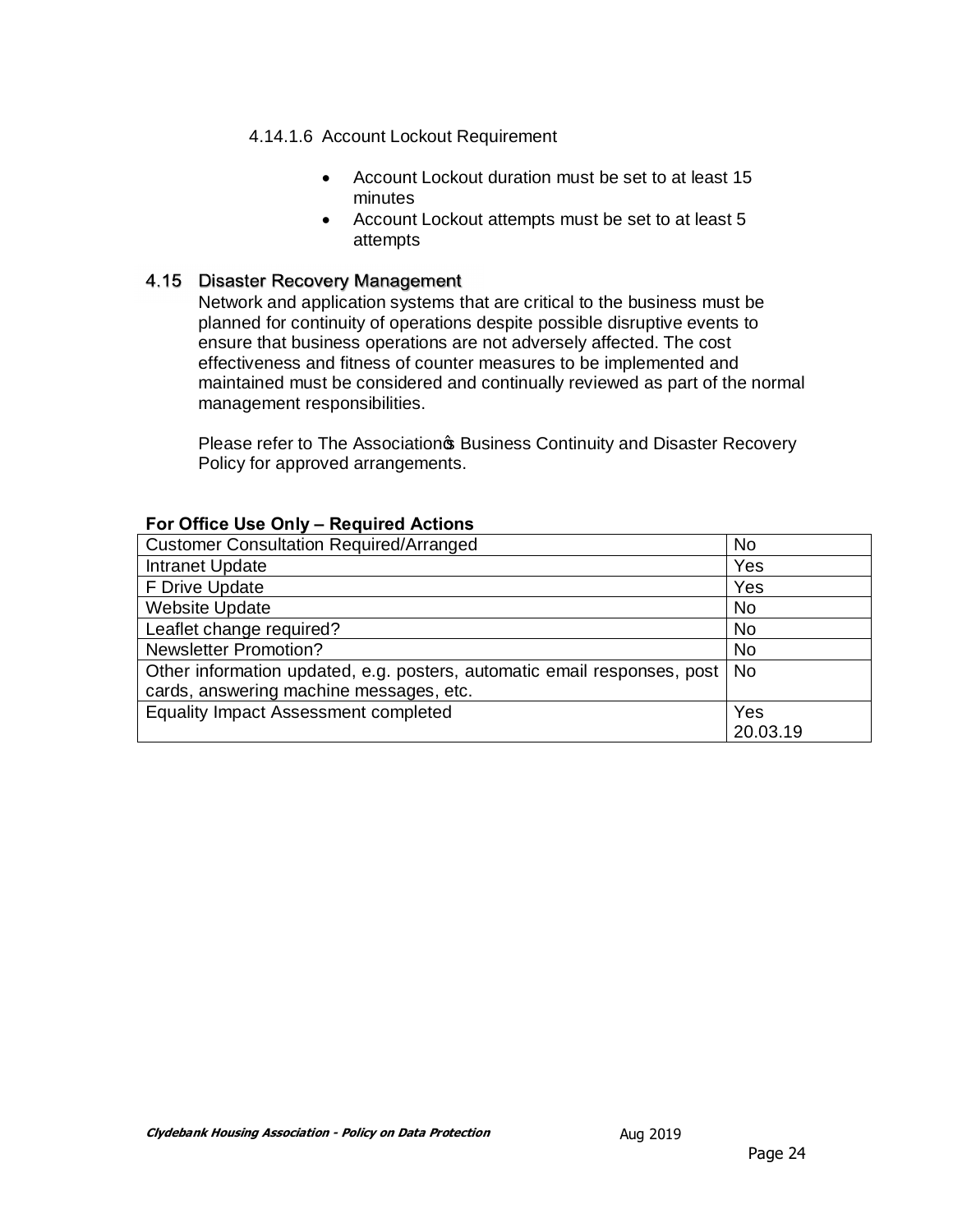4.14.1.6 Account Lockout Requirement

- Account Lockout duration must be set to at least 15 minutes
- Account Lockout attempts must be set to at least 5 attempts

## 4.15 Disaster Recovery Management

Network and application systems that are critical to the business must be planned for continuity of operations despite possible disruptive events to ensure that business operations are not adversely affected. The cost effectiveness and fitness of counter measures to be implemented and maintained must be considered and continually reviewed as part of the normal management responsibilities.

Please refer to The Association's Business Continuity and Disaster Recovery Policy for approved arrangements.

**For Office Use Only – Required Actions**

| | |
|---|---|
| Customer Consultation Required/Arranged | No |
| Intranet Update | Yes |
| F Drive Update | Yes |
| Website Update | No |
| Leaflet change required? | No |
| Newsletter Promotion? | No |
| Other information updated, e.g. posters, automatic email responses, post cards, answering machine messages, etc. | No |
| Equality Impact Assessment completed | Yes 20.03.19 |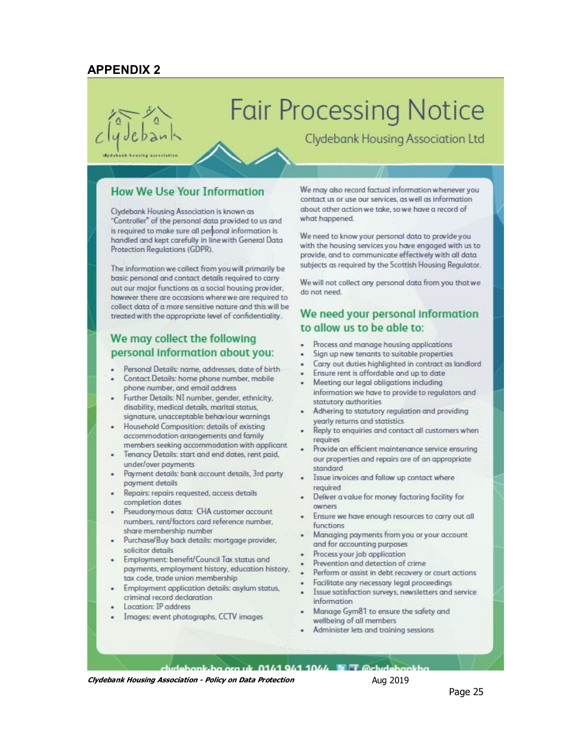## APPENDIX 2

# Fair Processing Notice

Clydebank Housing Association Ltd

## How We Use Your Information

Clydebank Housing Association is known as "Controller" of the personal data provided to us and is required to make sure all personal information is handled and kept carefully in line with General Data Protection Regulations (GDPR).

The information we collect from you will primarily be basic personal and contact details required to carry out our major functions as a social housing provider, however there are occasions where we are required to collect data of a more sensitive nature and this will be treated with the appropriate level of confidentiality.

## We may collect the following personal information about you:

- Personal Details: name, addresses, date of birth
- Contact Details: home phone number, mobile phone number, and email address
- Further Details: NI number, gender, ethnicity, disability, medical details, marital status, signature, unacceptable behaviour warnings
- Household Composition: details of existing accommodation arrangements and family members seeking accommodation with applicant
- Tenancy Details: start and end dates, rent paid, under/over payments
- Payment details: bank account details, 3rd party payment details
- Repairs: repairs requested, access details completion dates
- Pseudonymous data: CHA customer account numbers, rent/factors card reference number, share membership number
- Purchase/Buy back details: mortgage provider, solicitor details
- Employment: benefit/Council Tax status and payments, employment history, education history, tax code, trade union membership
- Employment application details: asylum status, criminal record declaration
- Location: IP address
- Images: event photographs, CCTV images

We may also record factual information whenever you contact us or use our services, as well as information about other action we take, so we have a record of what happened.

We need to know your personal data to provide you with the housing services you have engaged with us to provide, and to communicate effectively with all data subjects as required by the Scottish Housing Regulator.

We will not collect any personal data from you that we do not need.

## We need your personal information to allow us to be able to:

- Process and manage housing applications
- Sign up new tenants to suitable properties
- Carry out duties highlighted in contract as landlord
- Ensure rent is affordable and up to date
- Meeting our legal obligations including information we have to provide to regulators and statutory authorities
- Adhering to statutory regulation and providing yearly returns and statistics
- Reply to enquiries and contact all customers when requires
- Provide an efficient maintenance service ensuring our properties and repairs are of an appropriate standard
- Issue invoices and follow up contact where required
- Deliver a value for money factoring facility for owners
- Ensure we have enough resources to carry out all functions
- Managing payments from you or your account and for accounting purposes
- Process your job application
- Prevention and detection of crime
- Perform or assist in debt recovery or court actions
- Facilitate any necessary legal proceedings
- Issue satisfaction surveys, newsletters and service information
- Manage Gym81 to ensure the safety and wellbeing of all members
- Administer lets and training sessions

clydebank-ha.org.uk 0141 941 1044 @clydebankha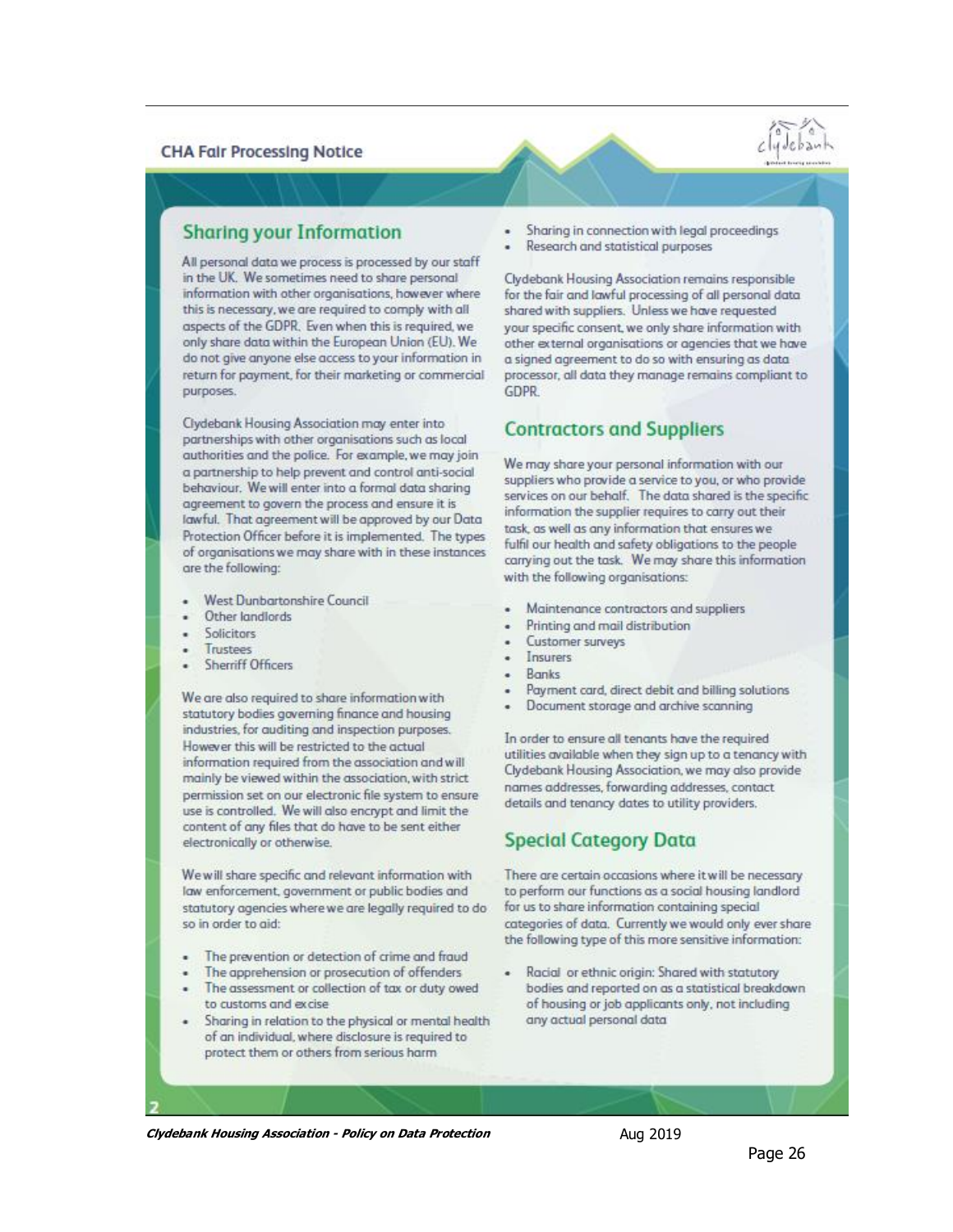CHA Fair Processing Notice

## Sharing your Information

All personal data we process is processed by our staff in the UK. We sometimes need to share personal information with other organisations, however where this is necessary, we are required to comply with all aspects of the GDPR. Even when this is required, we only share data within the European Union (EU). We do not give anyone else access to your information in return for payment, for their marketing or commercial purposes.

Clydebank Housing Association may enter into partnerships with other organisations such as local authorities and the police. For example, we may join a partnership to help prevent and control anti-social behaviour. We will enter into a formal data sharing agreement to govern the process and ensure it is lawful. That agreement will be approved by our Data Protection Officer before it is implemented. The types of organisations we may share with in these instances are the following:

- West Dunbartonshire Council
- Other landlords
- Solicitors
- Trustees
- Sherriff Officers

We are also required to share information with statutory bodies governing finance and housing industries, for auditing and inspection purposes. However this will be restricted to the actual information required from the association and will mainly be viewed within the association, with strict permission set on our electronic file system to ensure use is controlled. We will also encrypt and limit the content of any files that do have to be sent either electronically or otherwise.

We will share specific and relevant information with law enforcement, government or public bodies and statutory agencies where we are legally required to do so in order to aid:

- The prevention or detection of crime and fraud
- The apprehension or prosecution of offenders
- The assessment or collection of tax or duty owed to customs and excise
- Sharing in relation to the physical or mental health of an individual, where disclosure is required to protect them or others from serious harm
- Sharing in connection with legal proceedings
- Research and statistical purposes

Clydebank Housing Association remains responsible for the fair and lawful processing of all personal data shared with suppliers. Unless we have requested your specific consent, we only share information with other external organisations or agencies that we have a signed agreement to do so with ensuring as data processor, all data they manage remains compliant to GDPR.

## Contractors and Suppliers

We may share your personal information with our suppliers who provide a service to you, or who provide services on our behalf. The data shared is the specific information the supplier requires to carry out their task, as well as any information that ensures we fulfil our health and safety obligations to the people carrying out the task. We may share this information with the following organisations:

- Maintenance contractors and suppliers
- Printing and mail distribution
- Customer surveys
- Insurers
- Banks
- Payment card, direct debit and billing solutions
- Document storage and archive scanning

In order to ensure all tenants have the required utilities available when they sign up to a tenancy with Clydebank Housing Association, we may also provide names addresses, forwarding addresses, contact details and tenancy dates to utility providers.

## Special Category Data

There are certain occasions where it will be necessary to perform our functions as a social housing landlord for us to share information containing special categories of data. Currently we would only ever share the following type of this more sensitive information:

- Racial or ethnic origin: Shared with statutory bodies and reported on as a statistical breakdown of housing or job applicants only, not including any actual personal data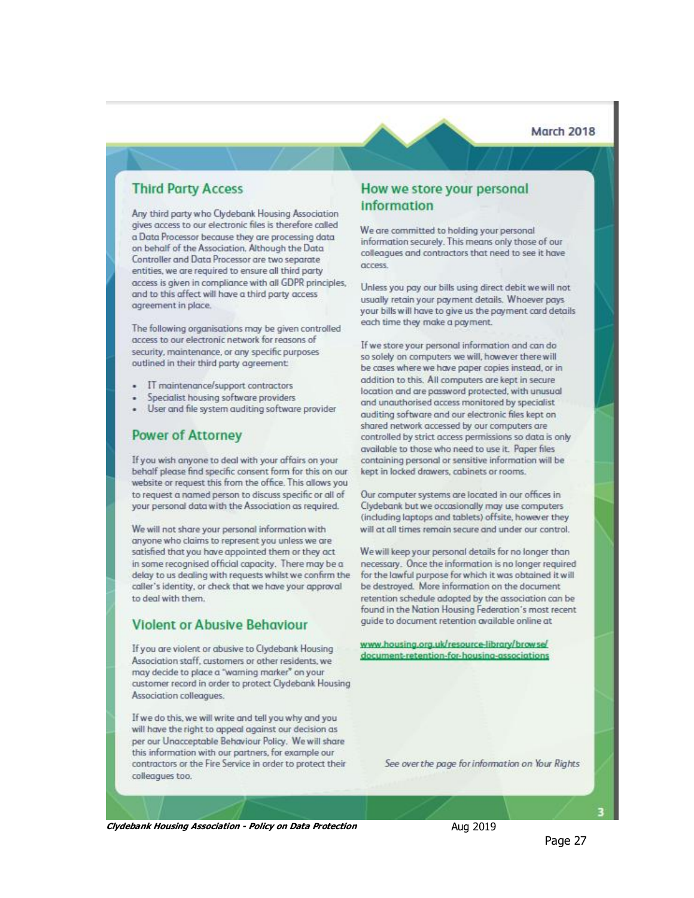## Third Party Access

Any third party who Clydebank Housing Association gives access to our electronic files is therefore called a Data Processor because they are processing data on behalf of the Association. Although the Data Controller and Data Processor are two separate entities, we are required to ensure all third party access is given in compliance with all GDPR principles, and to this affect will have a third party access agreement in place.

The following organisations may be given controlled access to our electronic network for reasons of security, maintenance, or any specific purposes outlined in their third party agreement:

- IT maintenance/support contractors
- Specialist housing software providers
- User and file system auditing software provider

## Power of Attorney

If you wish anyone to deal with your affairs on your behalf please find specific consent form for this on our website or request this from the office. This allows you to request a named person to discuss specific or all of your personal data with the Association as required.

We will not share your personal information with anyone who claims to represent you unless we are satisfied that you have appointed them or they act in some recognised official capacity. There may be a delay to us dealing with requests whilst we confirm the caller's identity, or check that we have your approval to deal with them.

## Violent or Abusive Behaviour

If you are violent or abusive to Clydebank Housing Association staff, customers or other residents, we may decide to place a "warning marker" on your customer record in order to protect Clydebank Housing Association colleagues.

If we do this, we will write and tell you why and you will have the right to appeal against our decision as per our Unacceptable Behaviour Policy. We will share this information with our partners, for example our contractors or the Fire Service in order to protect their colleagues too.

## How we store your personal information

We are committed to holding your personal information securely. This means only those of our colleagues and contractors that need to see it have access.

Unless you pay our bills using direct debit we will not usually retain your payment details. Whoever pays your bills will have to give us the payment card details each time they make a payment.

If we store your personal information and can do so solely on computers we will, however there will be cases where we have paper copies instead, or in addition to this. All computers are kept in secure location and are password protected, with unusual and unauthorised access monitored by specialist auditing software and our electronic files kept on shared network accessed by our computers are controlled by strict access permissions so data is only available to those who need to use it. Paper files containing personal or sensitive information will be kept in locked drawers, cabinets or rooms.

Our computer systems are located in our offices in Clydebank but we occasionally may use computers (including laptops and tablets) offsite, however they will at all times remain secure and under our control.

We will keep your personal details for no longer than necessary. Once the information is no longer required for the lawful purpose for which it was obtained it will be destroyed. More information on the document retention schedule adopted by the association can be found in the Nation Housing Federation's most recent guide to document retention available online at

www.housing.org.uk/resource-library/browse/document-retention-for-housing-associations

*See over the page for information on Your Rights*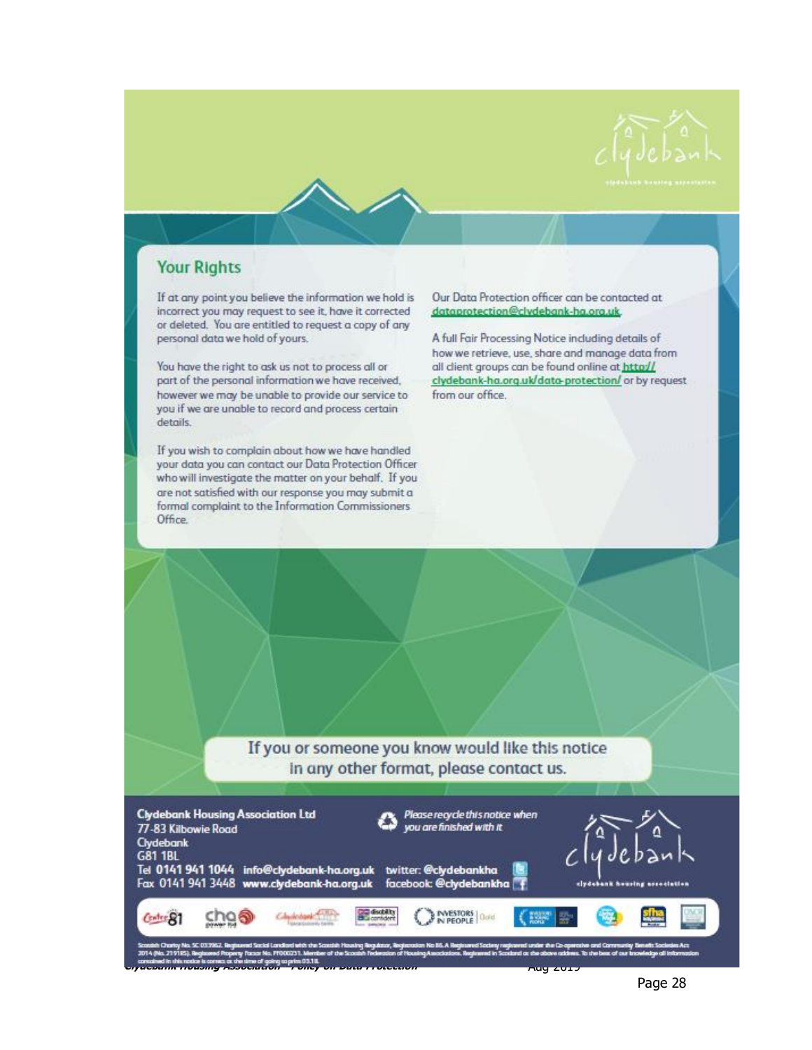## Your Rights

If at any point you believe the information we hold is incorrect you may request to see it, have it corrected or deleted. You are entitled to request a copy of any personal data we hold of yours.

You have the right to ask us not to process all or part of the personal information we have received, however we may be unable to provide our service to you if we are unable to record and process certain details.

If you wish to complain about how we have handled your data you can contact our Data Protection Officer who will investigate the matter on your behalf. If you are not satisfied with our response you may submit a formal complaint to the Information Commissioners Office.

Our Data Protection officer can be contacted at dataprotection@clydebank-ha.org.uk

A full Fair Processing Notice including details of how we retrieve, use, share and manage data from all client groups can be found online at http://clydebank-ha.org.uk/data-protection/ or by request from our office.

If you or someone you know would like this notice in any other format, please contact us.

**Clydebank Housing Association Ltd**
77-83 Kilbowie Road
Clydebank
G81 1BL
Tel **0141 941 1044** **info@clydebank-ha.org.uk** twitter: **@clydebankha**
Fax 0141 941 3448 **www.clydebank-ha.org.uk** facebook: **@clydebankha**

*Please recycle this notice when you are finished with it*

Scottish Charity No. SC 033962. Registered Social Landlord with the Scottish Housing Regulator, Registration No 86. A Registered Society registered under the Co-operative and Community Benefit Societies Act 2014 (No. 2191RS). Registered Property Factor No. PF000231. Member of the Scottish Federation of Housing Associations. Registered in Scotland at the above address. To the best of our knowledge all information contained in this notice is correct at the time of going to print 03.18.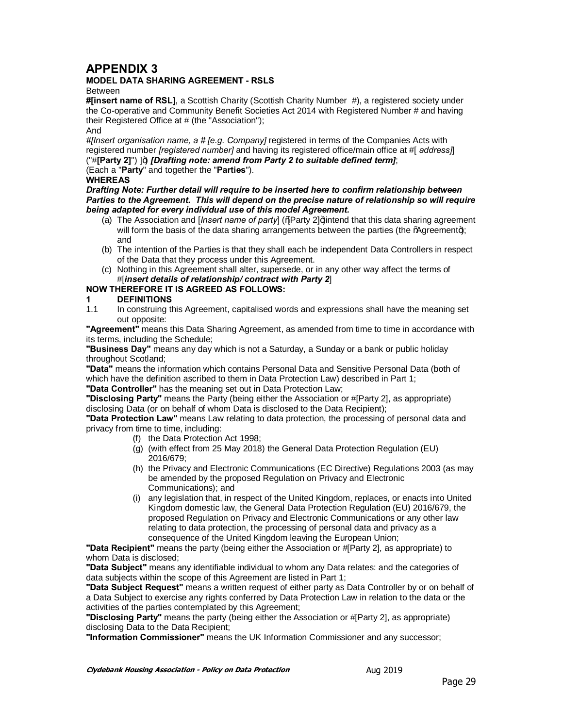# APPENDIX 3

**MODEL DATA SHARING AGREEMENT - RSLS**

Between

**#[insert name of RSL]**, a Scottish Charity (Scottish Charity Number #), a registered society under the Co-operative and Community Benefit Societies Act 2014 with Registered Number # and having their Registered Office at # (the "Association");

And

#*[Insert organisation name, a # [e.g. Company]* registered in terms of the Companies Acts with registered number *[registered number]* and having its registered office/main office at #[ *address]*] ("#**[Party 2]**") ]") ***[Drafting note: amend from Party 2 to suitable defined term]***;

(Each a "**Party**" and together the "**Parties**").

**WHEREAS**

***Drafting Note: Further detail will require to be inserted here to confirm relationship between Parties to the Agreement. This will depend on the precise nature of relationship so will require being adapted for every individual use of this model Agreement.***

(a) The Association and [*Insert name of party*] ("[Party 2]") intend that this data sharing agreement will form the basis of the data sharing arrangements between the parties (the "Agreement"); and

(b) The intention of the Parties is that they shall each be independent Data Controllers in respect of the Data that they process under this Agreement.

(c) Nothing in this Agreement shall alter, supersede, or in any other way affect the terms of #[***insert details of relationship/ contract with Party 2***]

**NOW THEREFORE IT IS AGREED AS FOLLOWS:**

**1 DEFINITIONS**

1.1 In construing this Agreement, capitalised words and expressions shall have the meaning set out opposite:

**"Agreement"** means this Data Sharing Agreement, as amended from time to time in accordance with its terms, including the Schedule;

**"Business Day"** means any day which is not a Saturday, a Sunday or a bank or public holiday throughout Scotland;

**"Data"** means the information which contains Personal Data and Sensitive Personal Data (both of which have the definition ascribed to them in Data Protection Law) described in Part 1;

**"Data Controller"** has the meaning set out in Data Protection Law;

**"Disclosing Party"** means the Party (being either the Association or #[Party 2], as appropriate) disclosing Data (or on behalf of whom Data is disclosed to the Data Recipient);

**"Data Protection Law"** means Law relating to data protection, the processing of personal data and privacy from time to time, including:

(f) the Data Protection Act 1998;

(g) (with effect from 25 May 2018) the General Data Protection Regulation (EU) 2016/679;

(h) the Privacy and Electronic Communications (EC Directive) Regulations 2003 (as may be amended by the proposed Regulation on Privacy and Electronic Communications); and

(i) any legislation that, in respect of the United Kingdom, replaces, or enacts into United Kingdom domestic law, the General Data Protection Regulation (EU) 2016/679, the proposed Regulation on Privacy and Electronic Communications or any other law relating to data protection, the processing of personal data and privacy as a consequence of the United Kingdom leaving the European Union;

**"Data Recipient"** means the party (being either the Association or #[Party 2], as appropriate) to whom Data is disclosed;

**"Data Subject"** means any identifiable individual to whom any Data relates: and the categories of data subjects within the scope of this Agreement are listed in Part 1;

**"Data Subject Request"** means a written request of either party as Data Controller by or on behalf of a Data Subject to exercise any rights conferred by Data Protection Law in relation to the data or the activities of the parties contemplated by this Agreement;

**"Disclosing Party"** means the party (being either the Association or #[Party 2], as appropriate) disclosing Data to the Data Recipient;

**"Information Commissioner"** means the UK Information Commissioner and any successor;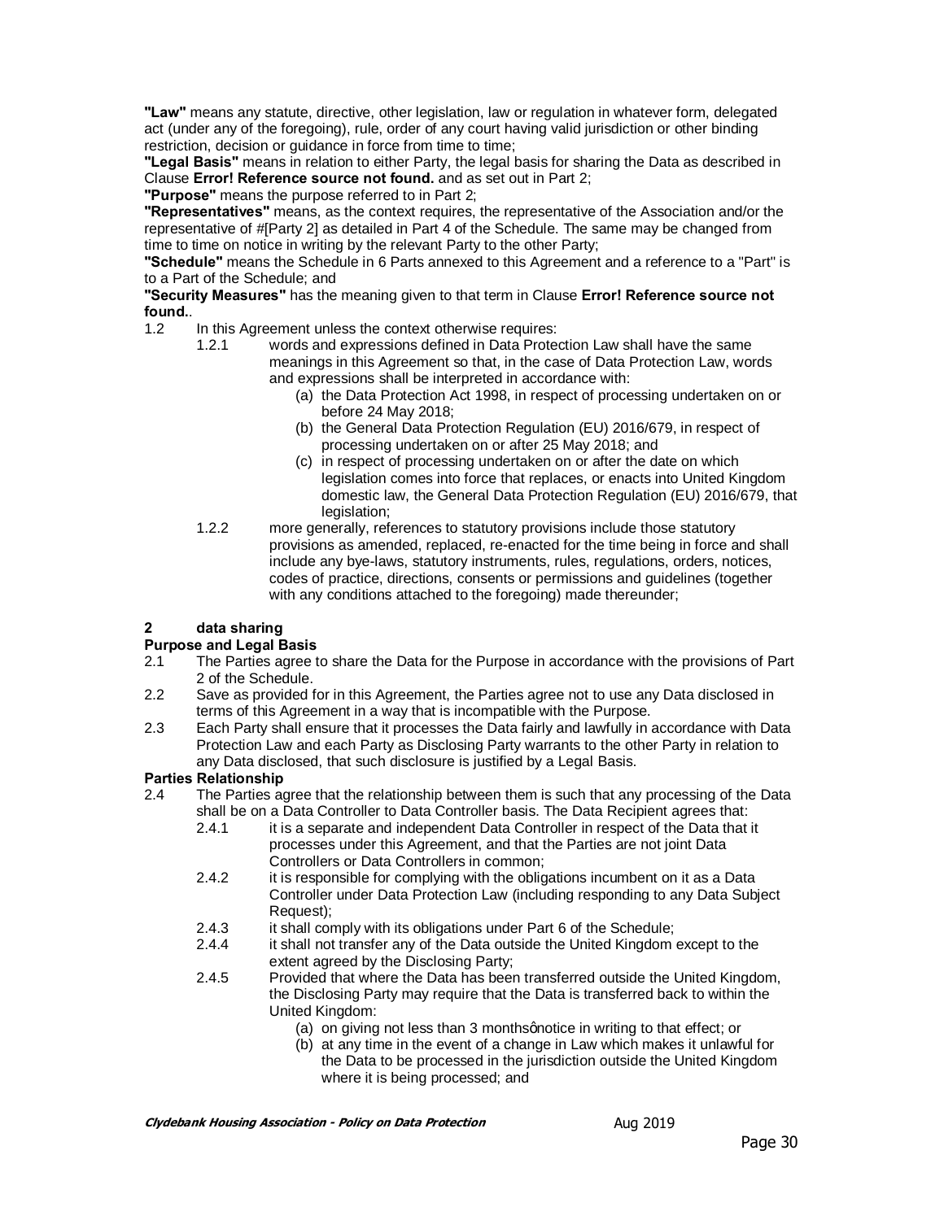**"Law"** means any statute, directive, other legislation, law or regulation in whatever form, delegated act (under any of the foregoing), rule, order of any court having valid jurisdiction or other binding restriction, decision or guidance in force from time to time;

**"Legal Basis"** means in relation to either Party, the legal basis for sharing the Data as described in Clause **Error! Reference source not found.** and as set out in Part 2;

**"Purpose"** means the purpose referred to in Part 2;

**"Representatives"** means, as the context requires, the representative of the Association and/or the representative of #[Party 2] as detailed in Part 4 of the Schedule. The same may be changed from time to time on notice in writing by the relevant Party to the other Party;

**"Schedule"** means the Schedule in 6 Parts annexed to this Agreement and a reference to a "Part" is to a Part of the Schedule; and

**"Security Measures"** has the meaning given to that term in Clause **Error! Reference source not found.**.

1.2 In this Agreement unless the context otherwise requires:

1.2.1 words and expressions defined in Data Protection Law shall have the same meanings in this Agreement so that, in the case of Data Protection Law, words and expressions shall be interpreted in accordance with:

(a) the Data Protection Act 1998, in respect of processing undertaken on or before 24 May 2018;

(b) the General Data Protection Regulation (EU) 2016/679, in respect of processing undertaken on or after 25 May 2018; and

(c) in respect of processing undertaken on or after the date on which legislation comes into force that replaces, or enacts into United Kingdom domestic law, the General Data Protection Regulation (EU) 2016/679, that legislation;

1.2.2 more generally, references to statutory provisions include those statutory provisions as amended, replaced, re-enacted for the time being in force and shall include any bye-laws, statutory instruments, rules, regulations, orders, notices, codes of practice, directions, consents or permissions and guidelines (together with any conditions attached to the foregoing) made thereunder;

## 2 data sharing

**Purpose and Legal Basis**

2.1 The Parties agree to share the Data for the Purpose in accordance with the provisions of Part 2 of the Schedule.

2.2 Save as provided for in this Agreement, the Parties agree not to use any Data disclosed in terms of this Agreement in a way that is incompatible with the Purpose.

2.3 Each Party shall ensure that it processes the Data fairly and lawfully in accordance with Data Protection Law and each Party as Disclosing Party warrants to the other Party in relation to any Data disclosed, that such disclosure is justified by a Legal Basis.

**Parties Relationship**

2.4 The Parties agree that the relationship between them is such that any processing of the Data shall be on a Data Controller to Data Controller basis. The Data Recipient agrees that:

2.4.1 it is a separate and independent Data Controller in respect of the Data that it processes under this Agreement, and that the Parties are not joint Data Controllers or Data Controllers in common;

2.4.2 it is responsible for complying with the obligations incumbent on it as a Data Controller under Data Protection Law (including responding to any Data Subject Request);

2.4.3 it shall comply with its obligations under Part 6 of the Schedule;

2.4.4 it shall not transfer any of the Data outside the United Kingdom except to the extent agreed by the Disclosing Party;

2.4.5 Provided that where the Data has been transferred outside the United Kingdom, the Disclosing Party may require that the Data is transferred back to within the United Kingdom:

(a) on giving not less than 3 monthsφnotice in writing to that effect; or

(b) at any time in the event of a change in Law which makes it unlawful for the Data to be processed in the jurisdiction outside the United Kingdom where it is being processed; and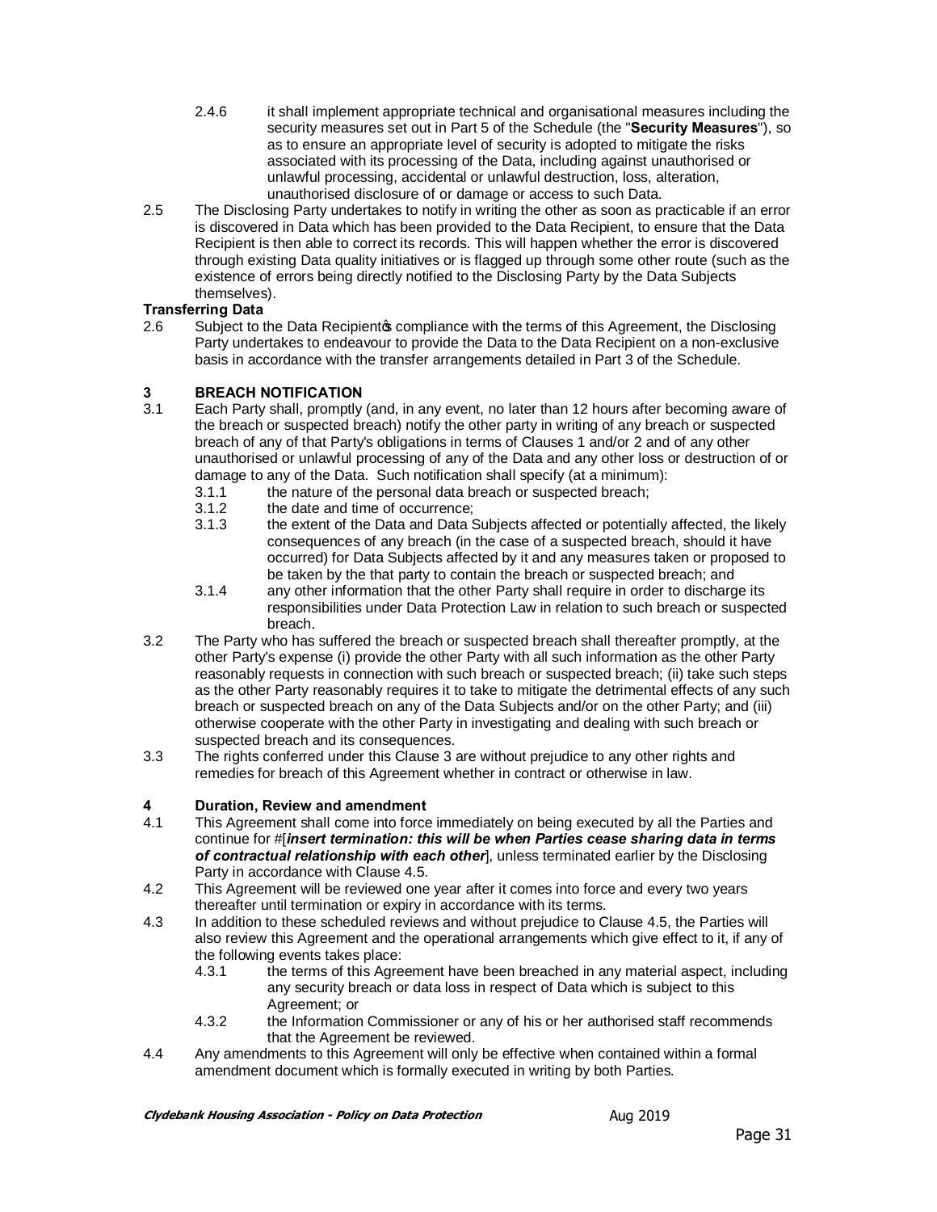2.4.6 it shall implement appropriate technical and organisational measures including the security measures set out in Part 5 of the Schedule (the "**Security Measures**"), so as to ensure an appropriate level of security is adopted to mitigate the risks associated with its processing of the Data, including against unauthorised or unlawful processing, accidental or unlawful destruction, loss, alteration, unauthorised disclosure of or damage or access to such Data.

2.5 The Disclosing Party undertakes to notify in writing the other as soon as practicable if an error is discovered in Data which has been provided to the Data Recipient, to ensure that the Data Recipient is then able to correct its records. This will happen whether the error is discovered through existing Data quality initiatives or is flagged up through some other route (such as the existence of errors being directly notified to the Disclosing Party by the Data Subjects themselves).

**Transferring Data**

2.6 Subject to the Data Recipient's compliance with the terms of this Agreement, the Disclosing Party undertakes to endeavour to provide the Data to the Data Recipient on a non-exclusive basis in accordance with the transfer arrangements detailed in Part 3 of the Schedule.

### 3 BREACH NOTIFICATION

3.1 Each Party shall, promptly (and, in any event, no later than 12 hours after becoming aware of the breach or suspected breach) notify the other party in writing of any breach or suspected breach of any of that Party's obligations in terms of Clauses 1 and/or 2 and of any other unauthorised or unlawful processing of any of the Data and any other loss or destruction of or damage to any of the Data. Such notification shall specify (at a minimum):

3.1.1 the nature of the personal data breach or suspected breach;

3.1.2 the date and time of occurrence;

3.1.3 the extent of the Data and Data Subjects affected or potentially affected, the likely consequences of any breach (in the case of a suspected breach, should it have occurred) for Data Subjects affected by it and any measures taken or proposed to be taken by the that party to contain the breach or suspected breach; and

3.1.4 any other information that the other Party shall require in order to discharge its responsibilities under Data Protection Law in relation to such breach or suspected breach.

3.2 The Party who has suffered the breach or suspected breach shall thereafter promptly, at the other Party's expense (i) provide the other Party with all such information as the other Party reasonably requests in connection with such breach or suspected breach; (ii) take such steps as the other Party reasonably requires it to take to mitigate the detrimental effects of any such breach or suspected breach on any of the Data Subjects and/or on the other Party; and (iii) otherwise cooperate with the other Party in investigating and dealing with such breach or suspected breach and its consequences.

3.3 The rights conferred under this Clause 3 are without prejudice to any other rights and remedies for breach of this Agreement whether in contract or otherwise in law.

### 4 Duration, Review and amendment

4.1 This Agreement shall come into force immediately on being executed by all the Parties and continue for #[***insert termination: this will be when Parties cease sharing data in terms of contractual relationship with each other***], unless terminated earlier by the Disclosing Party in accordance with Clause 4.5.

4.2 This Agreement will be reviewed one year after it comes into force and every two years thereafter until termination or expiry in accordance with its terms.

4.3 In addition to these scheduled reviews and without prejudice to Clause 4.5, the Parties will also review this Agreement and the operational arrangements which give effect to it, if any of the following events takes place:

4.3.1 the terms of this Agreement have been breached in any material aspect, including any security breach or data loss in respect of Data which is subject to this Agreement; or

4.3.2 the Information Commissioner or any of his or her authorised staff recommends that the Agreement be reviewed.

4.4 Any amendments to this Agreement will only be effective when contained within a formal amendment document which is formally executed in writing by both Parties.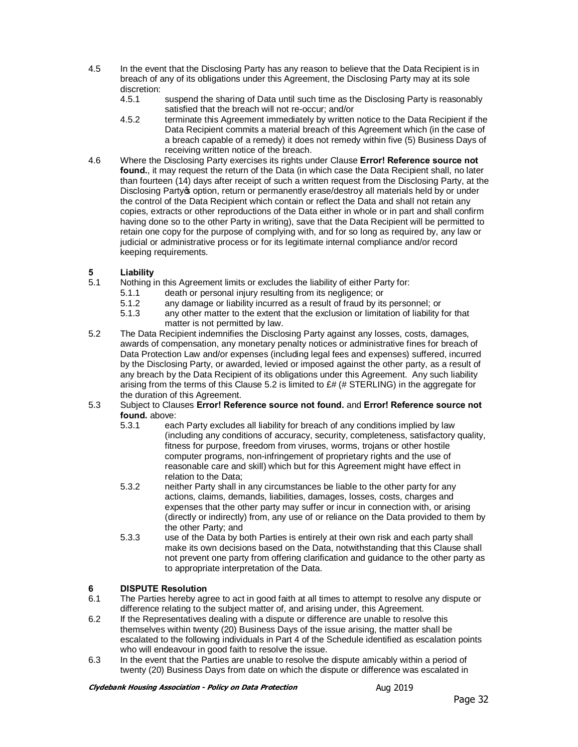4.5 In the event that the Disclosing Party has any reason to believe that the Data Recipient is in breach of any of its obligations under this Agreement, the Disclosing Party may at its sole discretion:

4.5.1 suspend the sharing of Data until such time as the Disclosing Party is reasonably satisfied that the breach will not re-occur; and/or

4.5.2 terminate this Agreement immediately by written notice to the Data Recipient if the Data Recipient commits a material breach of this Agreement which (in the case of a breach capable of a remedy) it does not remedy within five (5) Business Days of receiving written notice of the breach.

4.6 Where the Disclosing Party exercises its rights under Clause **Error! Reference source not found.**, it may request the return of the Data (in which case the Data Recipient shall, no later than fourteen (14) days after receipt of such a written request from the Disclosing Party, at the Disclosing Party's option, return or permanently erase/destroy all materials held by or under the control of the Data Recipient which contain or reflect the Data and shall not retain any copies, extracts or other reproductions of the Data either in whole or in part and shall confirm having done so to the other Party in writing), save that the Data Recipient will be permitted to retain one copy for the purpose of complying with, and for so long as required by, any law or judicial or administrative process or for its legitimate internal compliance and/or record keeping requirements.

## 5 Liability

5.1 Nothing in this Agreement limits or excludes the liability of either Party for:

5.1.1 death or personal injury resulting from its negligence; or

5.1.2 any damage or liability incurred as a result of fraud by its personnel; or

5.1.3 any other matter to the extent that the exclusion or limitation of liability for that matter is not permitted by law.

5.2 The Data Recipient indemnifies the Disclosing Party against any losses, costs, damages, awards of compensation, any monetary penalty notices or administrative fines for breach of Data Protection Law and/or expenses (including legal fees and expenses) suffered, incurred by the Disclosing Party, or awarded, levied or imposed against the other party, as a result of any breach by the Data Recipient of its obligations under this Agreement. Any such liability arising from the terms of this Clause 5.2 is limited to £# (# STERLING) in the aggregate for the duration of this Agreement.

5.3 Subject to Clauses **Error! Reference source not found.** and **Error! Reference source not found.** above:

5.3.1 each Party excludes all liability for breach of any conditions implied by law (including any conditions of accuracy, security, completeness, satisfactory quality, fitness for purpose, freedom from viruses, worms, trojans or other hostile computer programs, non-infringement of proprietary rights and the use of reasonable care and skill) which but for this Agreement might have effect in relation to the Data;

5.3.2 neither Party shall in any circumstances be liable to the other party for any actions, claims, demands, liabilities, damages, losses, costs, charges and expenses that the other party may suffer or incur in connection with, or arising (directly or indirectly) from, any use of or reliance on the Data provided to them by the other Party; and

5.3.3 use of the Data by both Parties is entirely at their own risk and each party shall make its own decisions based on the Data, notwithstanding that this Clause shall not prevent one party from offering clarification and guidance to the other party as to appropriate interpretation of the Data.

## 6 DISPUTE Resolution

6.1 The Parties hereby agree to act in good faith at all times to attempt to resolve any dispute or difference relating to the subject matter of, and arising under, this Agreement.

6.2 If the Representatives dealing with a dispute or difference are unable to resolve this themselves within twenty (20) Business Days of the issue arising, the matter shall be escalated to the following individuals in Part 4 of the Schedule identified as escalation points who will endeavour in good faith to resolve the issue.

6.3 In the event that the Parties are unable to resolve the dispute amicably within a period of twenty (20) Business Days from date on which the dispute or difference was escalated in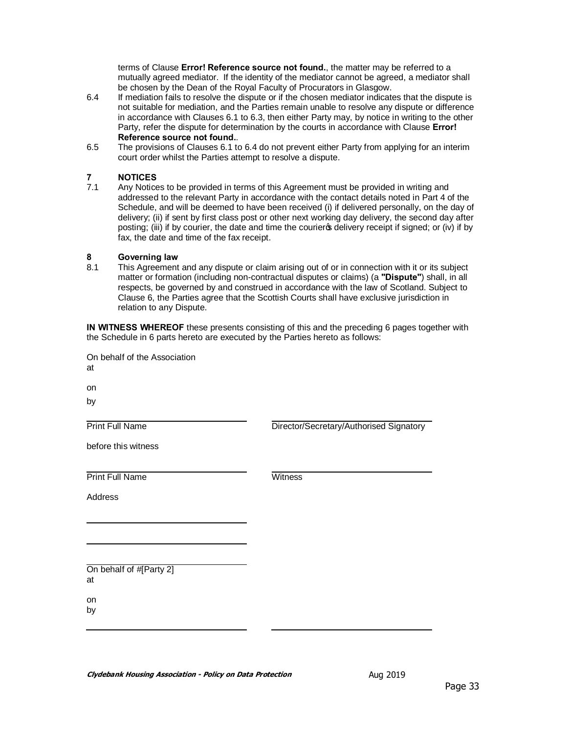terms of Clause **Error! Reference source not found.**, the matter may be referred to a mutually agreed mediator. If the identity of the mediator cannot be agreed, a mediator shall be chosen by the Dean of the Royal Faculty of Procurators in Glasgow.

6.4 If mediation fails to resolve the dispute or if the chosen mediator indicates that the dispute is not suitable for mediation, and the Parties remain unable to resolve any dispute or difference in accordance with Clauses 6.1 to 6.3, then either Party may, by notice in writing to the other Party, refer the dispute for determination by the courts in accordance with Clause **Error! Reference source not found.**.

6.5 The provisions of Clauses 6.1 to 6.4 do not prevent either Party from applying for an interim court order whilst the Parties attempt to resolve a dispute.

## 7 NOTICES

7.1 Any Notices to be provided in terms of this Agreement must be provided in writing and addressed to the relevant Party in accordance with the contact details noted in Part 4 of the Schedule, and will be deemed to have been received (i) if delivered personally, on the day of delivery; (ii) if sent by first class post or other next working day delivery, the second day after posting; (iii) if by courier, the date and time the courier's delivery receipt if signed; or (iv) if by fax, the date and time of the fax receipt.

## 8 Governing law

8.1 This Agreement and any dispute or claim arising out of or in connection with it or its subject matter or formation (including non-contractual disputes or claims) (a **"Dispute"**) shall, in all respects, be governed by and construed in accordance with the law of Scotland. Subject to Clause 6, the Parties agree that the Scottish Courts shall have exclusive jurisdiction in relation to any Dispute.

**IN WITNESS WHEREOF** these presents consisting of this and the preceding 6 pages together with the Schedule in 6 parts hereto are executed by the Parties hereto as follows:

On behalf of the Association
at

on

by

| Print Full Name | Director/Secretary/Authorised Signatory |
|---|---|

before this witness

| Print Full Name | Witness |
|---|---|

Address

On behalf of #[Party 2]
at

on
by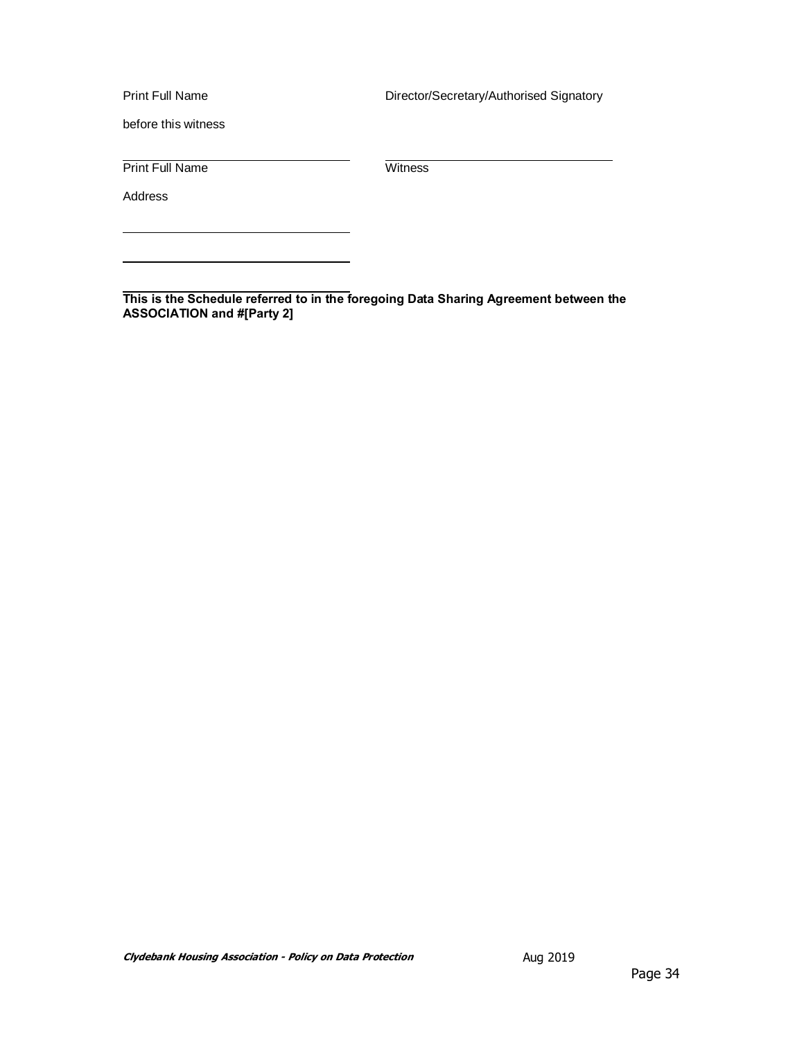Print Full Name Director/Secretary/Authorised Signatory

before this witness

\_\_\_\_\_\_\_\_\_\_\_\_\_\_\_\_\_\_\_\_\_\_\_\_\_\_\_\_\_\_\_\_\_\_ \_\_\_\_\_\_\_\_\_\_\_\_\_\_\_\_\_\_\_\_\_\_\_\_\_\_\_\_\_\_\_\_\_\_

Print Full Name Witness

Address

\_\_\_\_\_\_\_\_\_\_\_\_\_\_\_\_\_\_\_\_\_\_\_\_\_\_\_\_\_\_\_\_\_\_

\_\_\_\_\_\_\_\_\_\_\_\_\_\_\_\_\_\_\_\_\_\_\_\_\_\_\_\_\_\_\_\_\_\_

\_\_\_\_\_\_\_\_\_\_\_\_\_\_\_\_\_\_\_\_\_\_\_\_\_\_\_\_\_\_\_\_\_\_

**This is the Schedule referred to in the foregoing Data Sharing Agreement between the ASSOCIATION and #[Party 2]**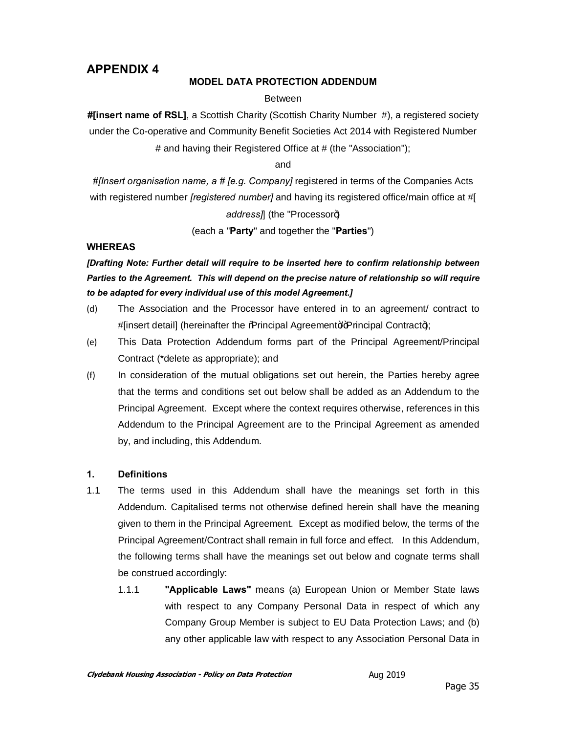## APPENDIX 4

**MODEL DATA PROTECTION ADDENDUM**

Between

**#[insert name of RSL]**, a Scottish Charity (Scottish Charity Number #), a registered society under the Co-operative and Community Benefit Societies Act 2014 with Registered Number # and having their Registered Office at # (the "Association");

and

*#[Insert organisation name, a # [e.g. Company]* registered in terms of the Companies Acts with registered number *[registered number]* and having its registered office/main office at #[ *address]*] (the "Processor")

(each a "**Party**" and together the "**Parties**")

**WHEREAS**

***[Drafting Note: Further detail will require to be inserted here to confirm relationship between Parties to the Agreement. This will depend on the precise nature of relationship so will require to be adapted for every individual use of this model Agreement.]***

(d) The Association and the Processor have entered in to an agreement/ contract to #[insert detail] (hereinafter the "Principal Agreement"/"Principal Contract");

(e) This Data Protection Addendum forms part of the Principal Agreement/Principal Contract (*delete as appropriate); and

(f) In consideration of the mutual obligations set out herein, the Parties hereby agree that the terms and conditions set out below shall be added as an Addendum to the Principal Agreement. Except where the context requires otherwise, references in this Addendum to the Principal Agreement are to the Principal Agreement as amended by, and including, this Addendum.

**1. Definitions**

1.1 The terms used in this Addendum shall have the meanings set forth in this Addendum. Capitalised terms not otherwise defined herein shall have the meaning given to them in the Principal Agreement. Except as modified below, the terms of the Principal Agreement/Contract shall remain in full force and effect. In this Addendum, the following terms shall have the meanings set out below and cognate terms shall be construed accordingly:

1.1.1 **"Applicable Laws"** means (a) European Union or Member State laws with respect to any Company Personal Data in respect of which any Company Group Member is subject to EU Data Protection Laws; and (b) any other applicable law with respect to any Association Personal Data in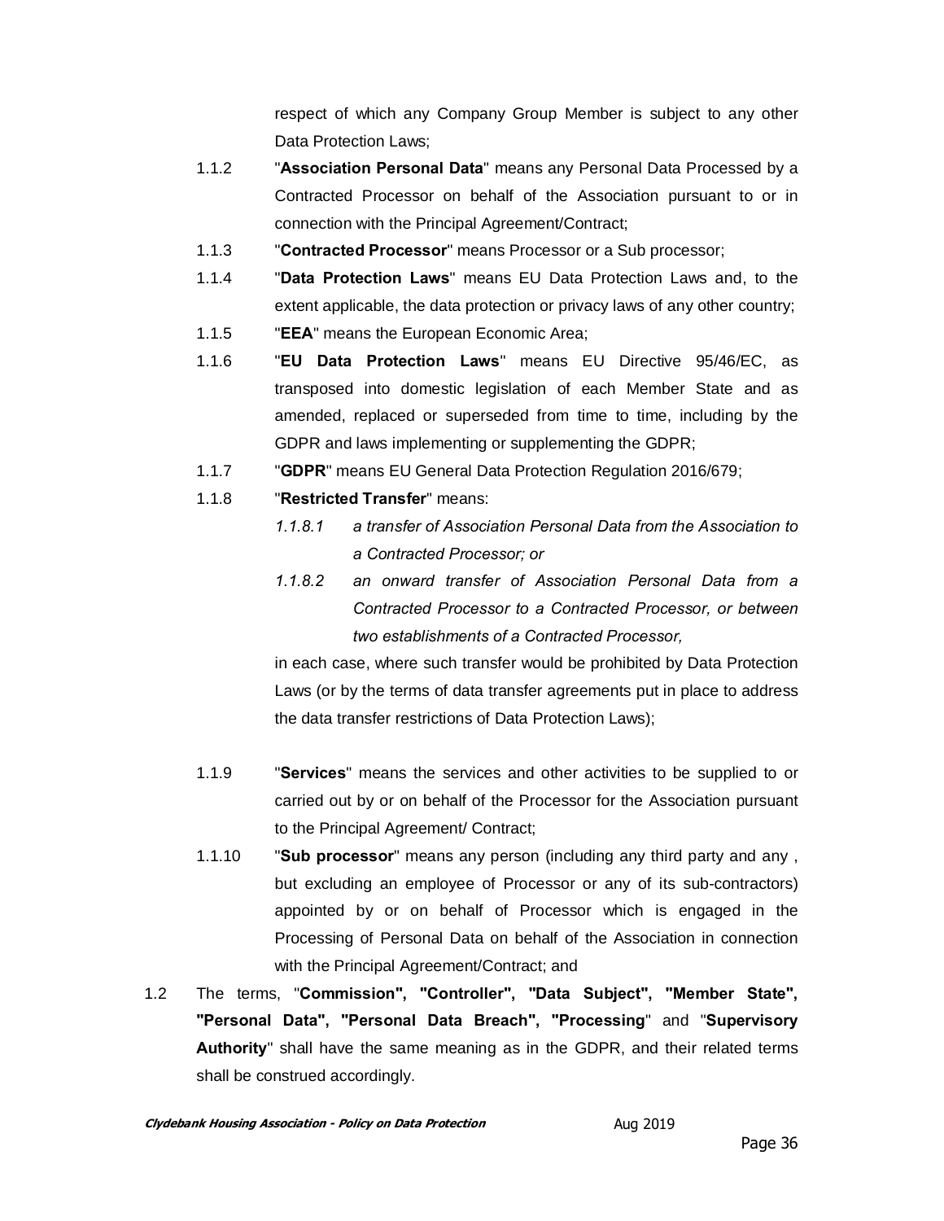respect of which any Company Group Member is subject to any other Data Protection Laws;

1.1.2 "**Association Personal Data**" means any Personal Data Processed by a Contracted Processor on behalf of the Association pursuant to or in connection with the Principal Agreement/Contract;

1.1.3 "**Contracted Processor**" means Processor or a Sub processor;

1.1.4 "**Data Protection Laws**" means EU Data Protection Laws and, to the extent applicable, the data protection or privacy laws of any other country;

1.1.5 "**EEA**" means the European Economic Area;

1.1.6 "**EU Data Protection Laws**" means EU Directive 95/46/EC, as transposed into domestic legislation of each Member State and as amended, replaced or superseded from time to time, including by the GDPR and laws implementing or supplementing the GDPR;

1.1.7 "**GDPR**" means EU General Data Protection Regulation 2016/679;

1.1.8 "**Restricted Transfer**" means:

*1.1.8.1 a transfer of Association Personal Data from the Association to a Contracted Processor; or*

*1.1.8.2 an onward transfer of Association Personal Data from a Contracted Processor to a Contracted Processor, or between two establishments of a Contracted Processor,*

in each case, where such transfer would be prohibited by Data Protection Laws (or by the terms of data transfer agreements put in place to address the data transfer restrictions of Data Protection Laws);

1.1.9 "**Services**" means the services and other activities to be supplied to or carried out by or on behalf of the Processor for the Association pursuant to the Principal Agreement/ Contract;

1.1.10 "**Sub processor**" means any person (including any third party and any , but excluding an employee of Processor or any of its sub-contractors) appointed by or on behalf of Processor which is engaged in the Processing of Personal Data on behalf of the Association in connection with the Principal Agreement/Contract; and

1.2 The terms, "**Commission", "Controller", "Data Subject", "Member State", "Personal Data", "Personal Data Breach", "Processing**" and "**Supervisory Authority**" shall have the same meaning as in the GDPR, and their related terms shall be construed accordingly.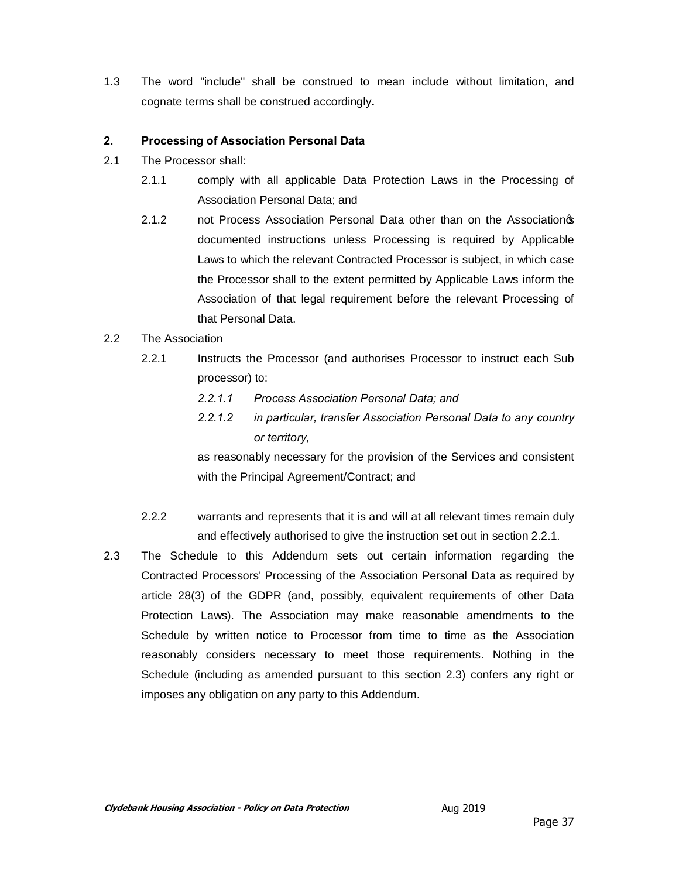1.3 The word "include" shall be construed to mean include without limitation, and cognate terms shall be construed accordingly**.**

**2. Processing of Association Personal Data**

2.1 The Processor shall:

2.1.1 comply with all applicable Data Protection Laws in the Processing of Association Personal Data; and

2.1.2 not Process Association Personal Data other than on the Association's documented instructions unless Processing is required by Applicable Laws to which the relevant Contracted Processor is subject, in which case the Processor shall to the extent permitted by Applicable Laws inform the Association of that legal requirement before the relevant Processing of that Personal Data.

2.2 The Association

2.2.1 Instructs the Processor (and authorises Processor to instruct each Sub processor) to:

*2.2.1.1 Process Association Personal Data; and*

*2.2.1.2 in particular, transfer Association Personal Data to any country or territory,*

as reasonably necessary for the provision of the Services and consistent with the Principal Agreement/Contract; and

2.2.2 warrants and represents that it is and will at all relevant times remain duly and effectively authorised to give the instruction set out in section 2.2.1.

2.3 The Schedule to this Addendum sets out certain information regarding the Contracted Processors' Processing of the Association Personal Data as required by article 28(3) of the GDPR (and, possibly, equivalent requirements of other Data Protection Laws). The Association may make reasonable amendments to the Schedule by written notice to Processor from time to time as the Association reasonably considers necessary to meet those requirements. Nothing in the Schedule (including as amended pursuant to this section 2.3) confers any right or imposes any obligation on any party to this Addendum.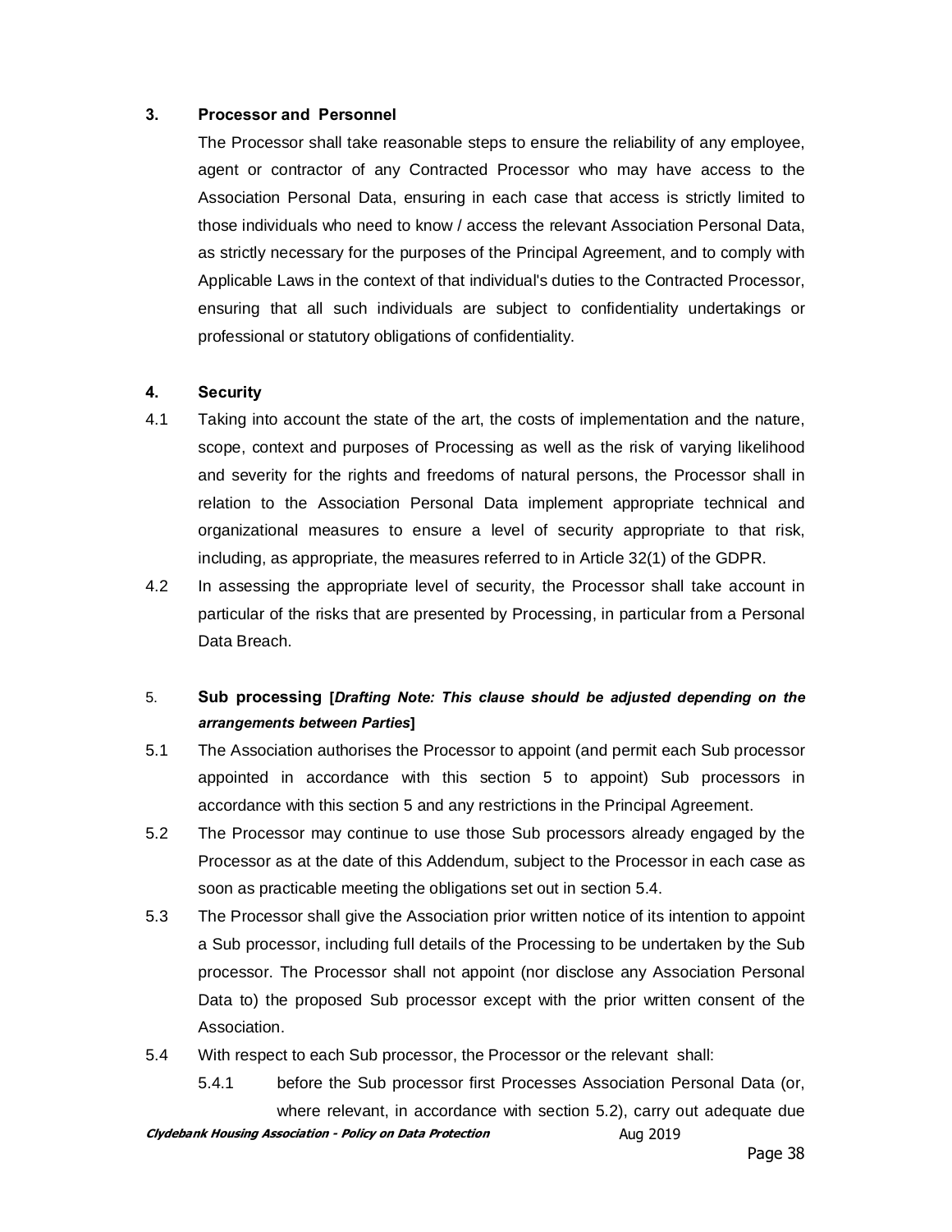**3. Processor and Personnel**

The Processor shall take reasonable steps to ensure the reliability of any employee, agent or contractor of any Contracted Processor who may have access to the Association Personal Data, ensuring in each case that access is strictly limited to those individuals who need to know / access the relevant Association Personal Data, as strictly necessary for the purposes of the Principal Agreement, and to comply with Applicable Laws in the context of that individual's duties to the Contracted Processor, ensuring that all such individuals are subject to confidentiality undertakings or professional or statutory obligations of confidentiality.

**4. Security**

4.1 Taking into account the state of the art, the costs of implementation and the nature, scope, context and purposes of Processing as well as the risk of varying likelihood and severity for the rights and freedoms of natural persons, the Processor shall in relation to the Association Personal Data implement appropriate technical and organizational measures to ensure a level of security appropriate to that risk, including, as appropriate, the measures referred to in Article 32(1) of the GDPR.

4.2 In assessing the appropriate level of security, the Processor shall take account in particular of the risks that are presented by Processing, in particular from a Personal Data Breach.

5. **Sub processing [*Drafting Note: This clause should be adjusted depending on the arrangements between Parties*]**

5.1 The Association authorises the Processor to appoint (and permit each Sub processor appointed in accordance with this section 5 to appoint) Sub processors in accordance with this section 5 and any restrictions in the Principal Agreement.

5.2 The Processor may continue to use those Sub processors already engaged by the Processor as at the date of this Addendum, subject to the Processor in each case as soon as practicable meeting the obligations set out in section 5.4.

5.3 The Processor shall give the Association prior written notice of its intention to appoint a Sub processor, including full details of the Processing to be undertaken by the Sub processor. The Processor shall not appoint (nor disclose any Association Personal Data to) the proposed Sub processor except with the prior written consent of the Association.

5.4 With respect to each Sub processor, the Processor or the relevant shall:

5.4.1 before the Sub processor first Processes Association Personal Data (or, where relevant, in accordance with section 5.2), carry out adequate due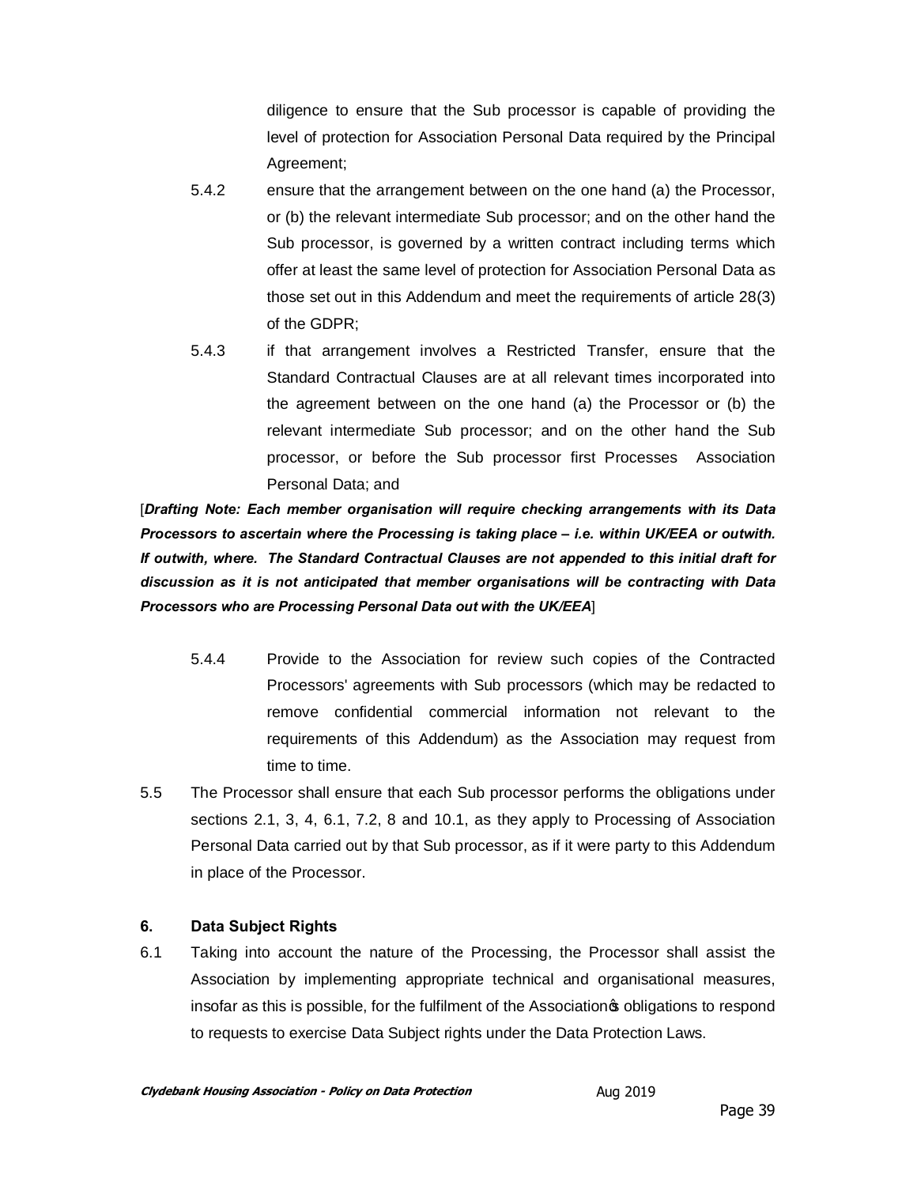diligence to ensure that the Sub processor is capable of providing the level of protection for Association Personal Data required by the Principal Agreement;

5.4.2 ensure that the arrangement between on the one hand (a) the Processor, or (b) the relevant intermediate Sub processor; and on the other hand the Sub processor, is governed by a written contract including terms which offer at least the same level of protection for Association Personal Data as those set out in this Addendum and meet the requirements of article 28(3) of the GDPR;

5.4.3 if that arrangement involves a Restricted Transfer, ensure that the Standard Contractual Clauses are at all relevant times incorporated into the agreement between on the one hand (a) the Processor or (b) the relevant intermediate Sub processor; and on the other hand the Sub processor, or before the Sub processor first Processes Association Personal Data; and

[***Drafting Note: Each member organisation will require checking arrangements with its Data Processors to ascertain where the Processing is taking place – i.e. within UK/EEA or outwith. If outwith, where. The Standard Contractual Clauses are not appended to this initial draft for discussion as it is not anticipated that member organisations will be contracting with Data Processors who are Processing Personal Data out with the UK/EEA***]

5.4.4 Provide to the Association for review such copies of the Contracted Processors' agreements with Sub processors (which may be redacted to remove confidential commercial information not relevant to the requirements of this Addendum) as the Association may request from time to time.

5.5 The Processor shall ensure that each Sub processor performs the obligations under sections 2.1, 3, 4, 6.1, 7.2, 8 and 10.1, as they apply to Processing of Association Personal Data carried out by that Sub processor, as if it were party to this Addendum in place of the Processor.

**6. Data Subject Rights**

6.1 Taking into account the nature of the Processing, the Processor shall assist the Association by implementing appropriate technical and organisational measures, insofar as this is possible, for the fulfilment of the Association's obligations to respond to requests to exercise Data Subject rights under the Data Protection Laws.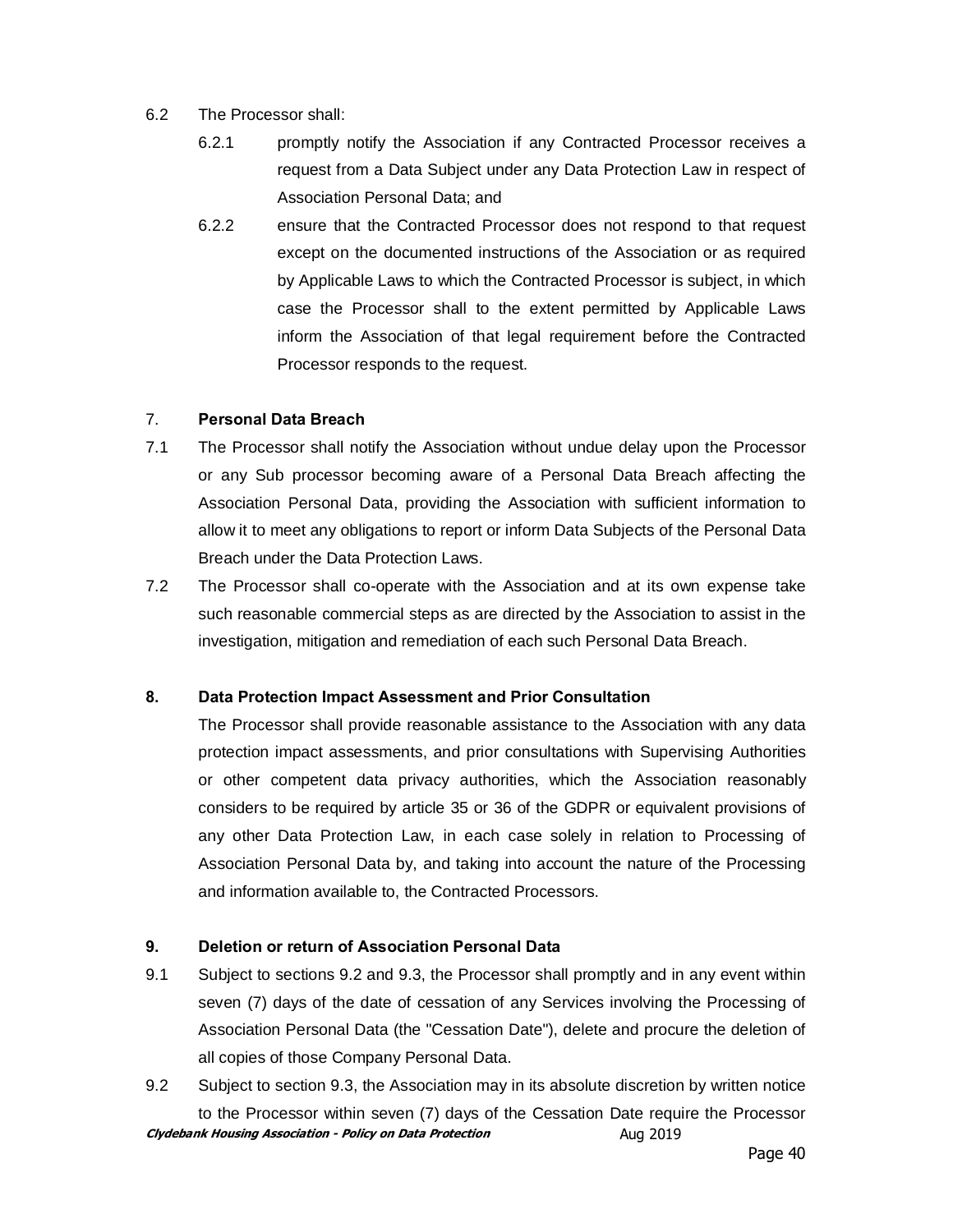6.2 The Processor shall:

6.2.1 promptly notify the Association if any Contracted Processor receives a request from a Data Subject under any Data Protection Law in respect of Association Personal Data; and

6.2.2 ensure that the Contracted Processor does not respond to that request except on the documented instructions of the Association or as required by Applicable Laws to which the Contracted Processor is subject, in which case the Processor shall to the extent permitted by Applicable Laws inform the Association of that legal requirement before the Contracted Processor responds to the request.

7. **Personal Data Breach**

7.1 The Processor shall notify the Association without undue delay upon the Processor or any Sub processor becoming aware of a Personal Data Breach affecting the Association Personal Data, providing the Association with sufficient information to allow it to meet any obligations to report or inform Data Subjects of the Personal Data Breach under the Data Protection Laws.

7.2 The Processor shall co-operate with the Association and at its own expense take such reasonable commercial steps as are directed by the Association to assist in the investigation, mitigation and remediation of each such Personal Data Breach.

**8. Data Protection Impact Assessment and Prior Consultation**

The Processor shall provide reasonable assistance to the Association with any data protection impact assessments, and prior consultations with Supervising Authorities or other competent data privacy authorities, which the Association reasonably considers to be required by article 35 or 36 of the GDPR or equivalent provisions of any other Data Protection Law, in each case solely in relation to Processing of Association Personal Data by, and taking into account the nature of the Processing and information available to, the Contracted Processors.

**9. Deletion or return of Association Personal Data**

9.1 Subject to sections 9.2 and 9.3, the Processor shall promptly and in any event within seven (7) days of the date of cessation of any Services involving the Processing of Association Personal Data (the "Cessation Date"), delete and procure the deletion of all copies of those Company Personal Data.

9.2 Subject to section 9.3, the Association may in its absolute discretion by written notice to the Processor within seven (7) days of the Cessation Date require the Processor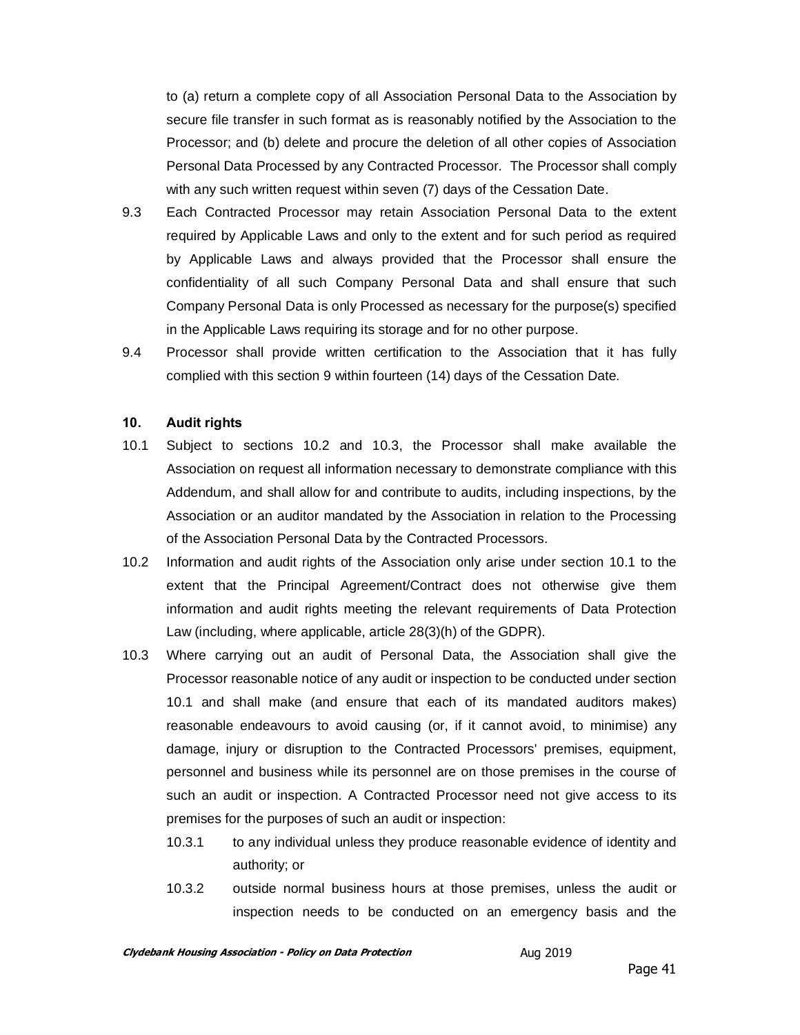to (a) return a complete copy of all Association Personal Data to the Association by secure file transfer in such format as is reasonably notified by the Association to the Processor; and (b) delete and procure the deletion of all other copies of Association Personal Data Processed by any Contracted Processor. The Processor shall comply with any such written request within seven (7) days of the Cessation Date.

9.3 Each Contracted Processor may retain Association Personal Data to the extent required by Applicable Laws and only to the extent and for such period as required by Applicable Laws and always provided that the Processor shall ensure the confidentiality of all such Company Personal Data and shall ensure that such Company Personal Data is only Processed as necessary for the purpose(s) specified in the Applicable Laws requiring its storage and for no other purpose.

9.4 Processor shall provide written certification to the Association that it has fully complied with this section 9 within fourteen (14) days of the Cessation Date.

**10. Audit rights**

10.1 Subject to sections 10.2 and 10.3, the Processor shall make available the Association on request all information necessary to demonstrate compliance with this Addendum, and shall allow for and contribute to audits, including inspections, by the Association or an auditor mandated by the Association in relation to the Processing of the Association Personal Data by the Contracted Processors.

10.2 Information and audit rights of the Association only arise under section 10.1 to the extent that the Principal Agreement/Contract does not otherwise give them information and audit rights meeting the relevant requirements of Data Protection Law (including, where applicable, article 28(3)(h) of the GDPR).

10.3 Where carrying out an audit of Personal Data, the Association shall give the Processor reasonable notice of any audit or inspection to be conducted under section 10.1 and shall make (and ensure that each of its mandated auditors makes) reasonable endeavours to avoid causing (or, if it cannot avoid, to minimise) any damage, injury or disruption to the Contracted Processors' premises, equipment, personnel and business while its personnel are on those premises in the course of such an audit or inspection. A Contracted Processor need not give access to its premises for the purposes of such an audit or inspection:

10.3.1 to any individual unless they produce reasonable evidence of identity and authority; or

10.3.2 outside normal business hours at those premises, unless the audit or inspection needs to be conducted on an emergency basis and the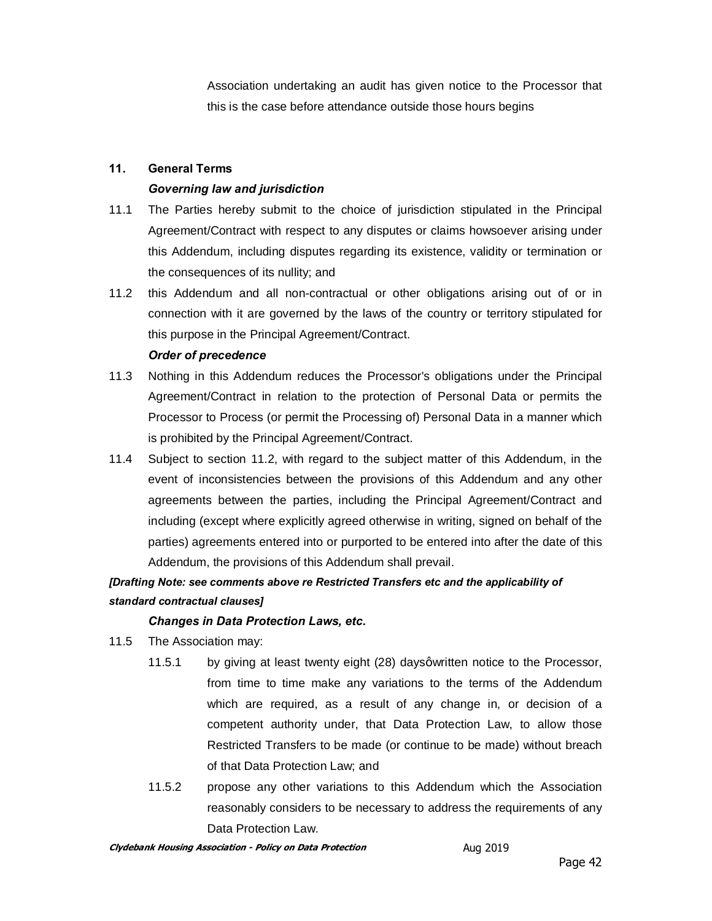Association undertaking an audit has given notice to the Processor that this is the case before attendance outside those hours begins

**11. General Terms**

***Governing law and jurisdiction***

11.1 The Parties hereby submit to the choice of jurisdiction stipulated in the Principal Agreement/Contract with respect to any disputes or claims howsoever arising under this Addendum, including disputes regarding its existence, validity or termination or the consequences of its nullity; and

11.2 this Addendum and all non-contractual or other obligations arising out of or in connection with it are governed by the laws of the country or territory stipulated for this purpose in the Principal Agreement/Contract.

***Order of precedence***

11.3 Nothing in this Addendum reduces the Processor's obligations under the Principal Agreement/Contract in relation to the protection of Personal Data or permits the Processor to Process (or permit the Processing of) Personal Data in a manner which is prohibited by the Principal Agreement/Contract.

11.4 Subject to section 11.2, with regard to the subject matter of this Addendum, in the event of inconsistencies between the provisions of this Addendum and any other agreements between the parties, including the Principal Agreement/Contract and including (except where explicitly agreed otherwise in writing, signed on behalf of the parties) agreements entered into or purported to be entered into after the date of this Addendum, the provisions of this Addendum shall prevail.

***[Drafting Note: see comments above re Restricted Transfers etc and the applicability of standard contractual clauses]***

***Changes in Data Protection Laws, etc.***

11.5 The Association may:

11.5.1 by giving at least twenty eight (28) daysôwritten notice to the Processor, from time to time make any variations to the terms of the Addendum which are required, as a result of any change in, or decision of a competent authority under, that Data Protection Law, to allow those Restricted Transfers to be made (or continue to be made) without breach of that Data Protection Law; and

11.5.2 propose any other variations to this Addendum which the Association reasonably considers to be necessary to address the requirements of any Data Protection Law.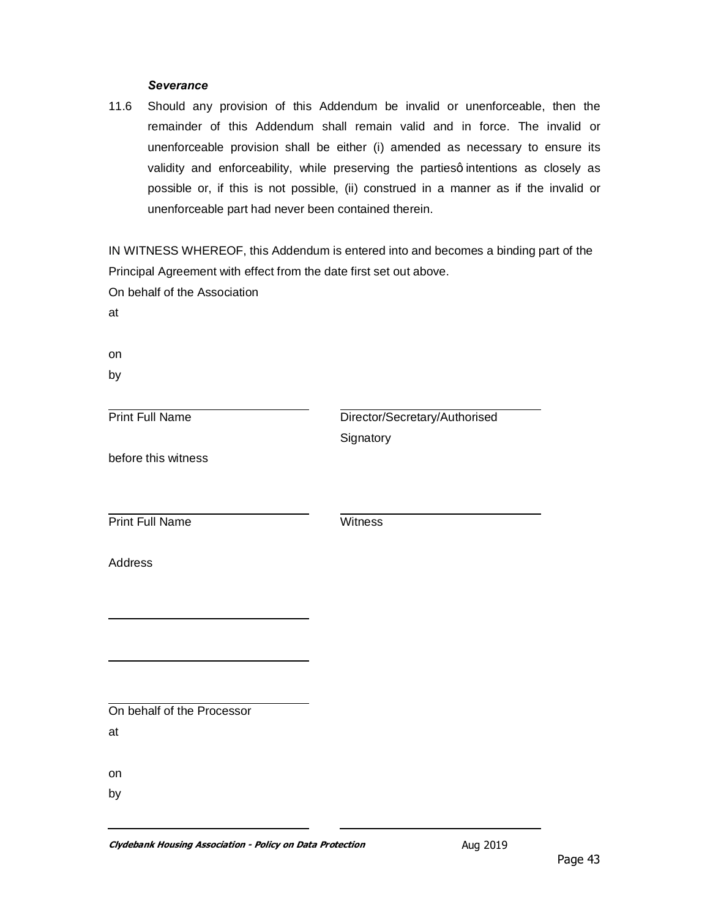***Severance***

11.6 Should any provision of this Addendum be invalid or unenforceable, then the remainder of this Addendum shall remain valid and in force. The invalid or unenforceable provision shall be either (i) amended as necessary to ensure its validity and enforceability, while preserving the partiesô intentions as closely as possible or, if this is not possible, (ii) construed in a manner as if the invalid or unenforceable part had never been contained therein.

IN WITNESS WHEREOF, this Addendum is entered into and becomes a binding part of the Principal Agreement with effect from the date first set out above.

On behalf of the Association

at

on

by

| ______________________________ | ______________________________ |
|---|---|
| Print Full Name | Director/Secretary/Authorised Signatory |

before this witness

| ______________________________ | ______________________________ |
|---|---|
| Print Full Name | Witness |

Address

______________________________

______________________________

______________________________

On behalf of the Processor

at

on

by

______________________________ ______________________________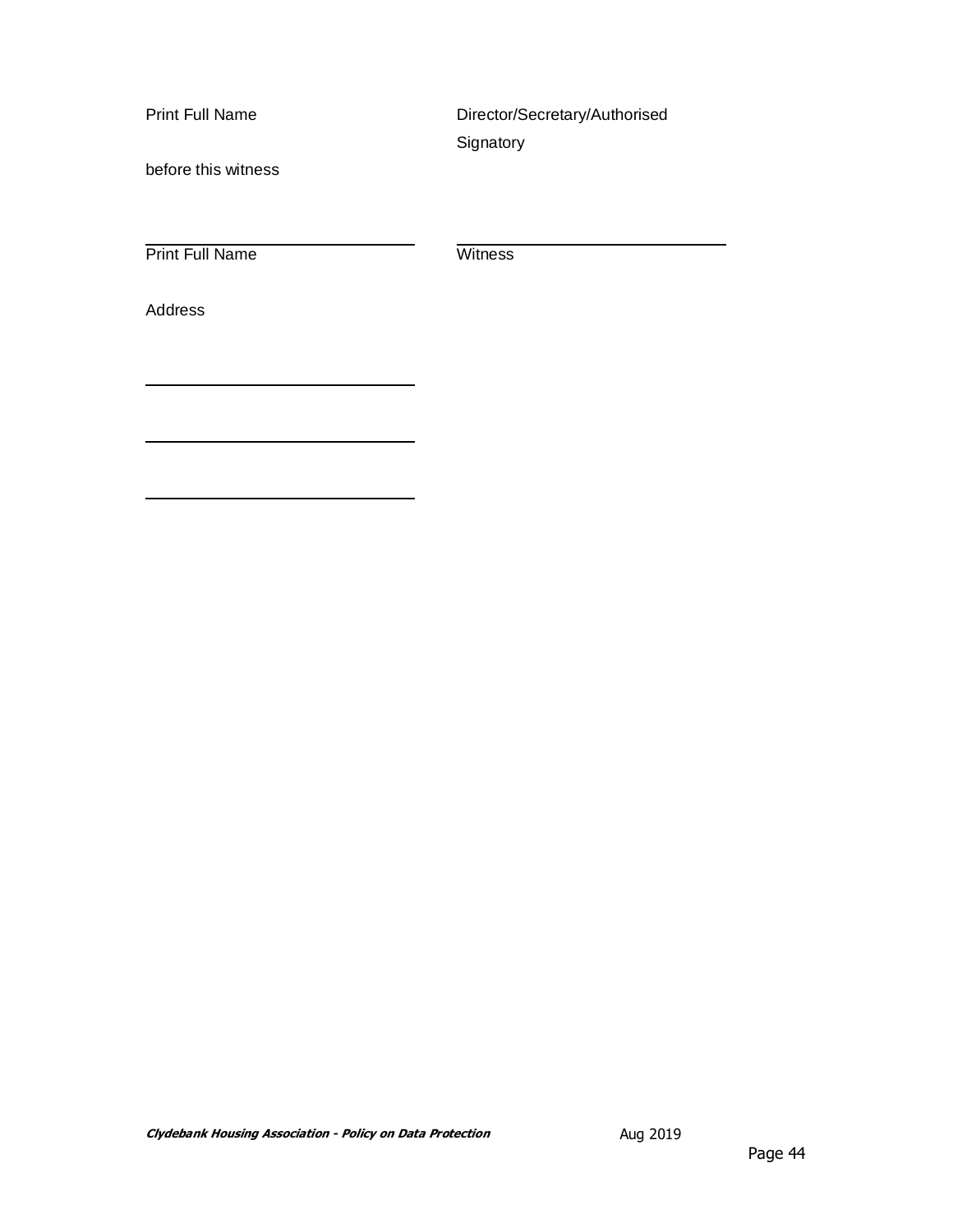Print Full Name | Director/Secretary/Authorised Signatory

before this witness

\_\_\_\_\_\_\_\_\_\_\_\_\_\_\_\_\_\_\_\_\_\_\_\_\_\_\_\_ | \_\_\_\_\_\_\_\_\_\_\_\_\_\_\_\_\_\_\_\_\_\_\_\_\_\_\_\_

Print Full Name | Witness

Address

\_\_\_\_\_\_\_\_\_\_\_\_\_\_\_\_\_\_\_\_\_\_\_\_\_\_\_\_

\_\_\_\_\_\_\_\_\_\_\_\_\_\_\_\_\_\_\_\_\_\_\_\_\_\_\_\_

\_\_\_\_\_\_\_\_\_\_\_\_\_\_\_\_\_\_\_\_\_\_\_\_\_\_\_\_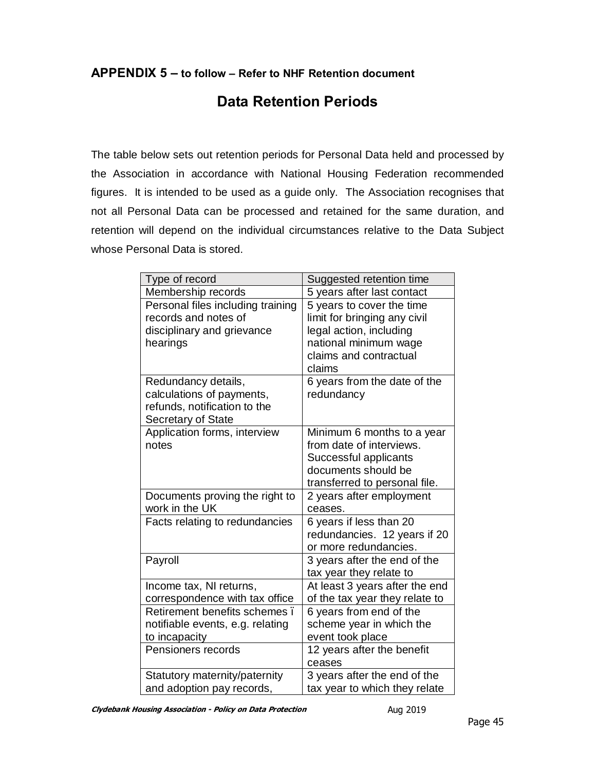## APPENDIX 5 – to follow – Refer to NHF Retention document

# Data Retention Periods

The table below sets out retention periods for Personal Data held and processed by the Association in accordance with National Housing Federation recommended figures. It is intended to be used as a guide only. The Association recognises that not all Personal Data can be processed and retained for the same duration, and retention will depend on the individual circumstances relative to the Data Subject whose Personal Data is stored.

| Type of record | Suggested retention time |
| --- | --- |
| Membership records | 5 years after last contact |
| Personal files including training records and notes of disciplinary and grievance hearings | 5 years to cover the time limit for bringing any civil legal action, including national minimum wage claims and contractual claims |
| Redundancy details, calculations of payments, refunds, notification to the Secretary of State | 6 years from the date of the redundancy |
| Application forms, interview notes | Minimum 6 months to a year from date of interviews. Successful applicants documents should be transferred to personal file. |
| Documents proving the right to work in the UK | 2 years after employment ceases. |
| Facts relating to redundancies | 6 years if less than 20 redundancies. 12 years if 20 or more redundancies. |
| Payroll | 3 years after the end of the tax year they relate to |
| Income tax, NI returns, correspondence with tax office | At least 3 years after the end of the tax year they relate to |
| Retirement benefits schemes ï notifiable events, e.g. relating to incapacity | 6 years from end of the scheme year in which the event took place |
| Pensioners records | 12 years after the benefit ceases |
| Statutory maternity/paternity and adoption pay records, | 3 years after the end of the tax year to which they relate |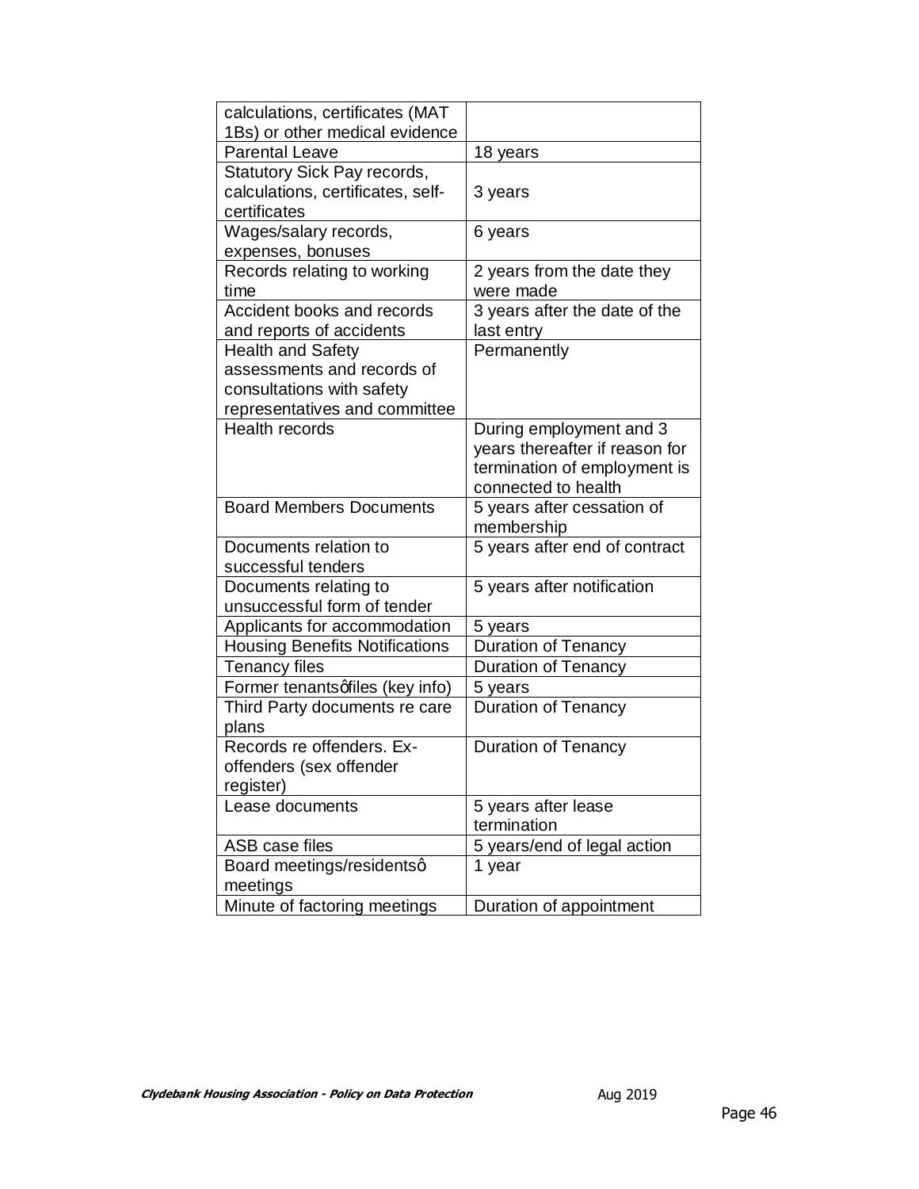| | |
|---|---|
| calculations, certificates (MAT 1Bs) or other medical evidence | |
| Parental Leave | 18 years |
| Statutory Sick Pay records, calculations, certificates, self-certificates | 3 years |
| Wages/salary records, expenses, bonuses | 6 years |
| Records relating to working time | 2 years from the date they were made |
| Accident books and records and reports of accidents | 3 years after the date of the last entry |
| Health and Safety assessments and records of consultations with safety representatives and committee | Permanently |
| Health records | During employment and 3 years thereafter if reason for termination of employment is connected to health |
| Board Members Documents | 5 years after cessation of membership |
| Documents relation to successful tenders | 5 years after end of contract |
| Documents relating to unsuccessful form of tender | 5 years after notification |
| Applicants for accommodation | 5 years |
| Housing Benefits Notifications | Duration of Tenancy |
| Tenancy files | Duration of Tenancy |
| Former tenantsôfiles (key info) | 5 years |
| Third Party documents re care plans | Duration of Tenancy |
| Records re offenders. Ex-offenders (sex offender register) | Duration of Tenancy |
| Lease documents | 5 years after lease termination |
| ASB case files | 5 years/end of legal action |
| Board meetings/residentsô meetings | 1 year |
| Minute of factoring meetings | Duration of appointment |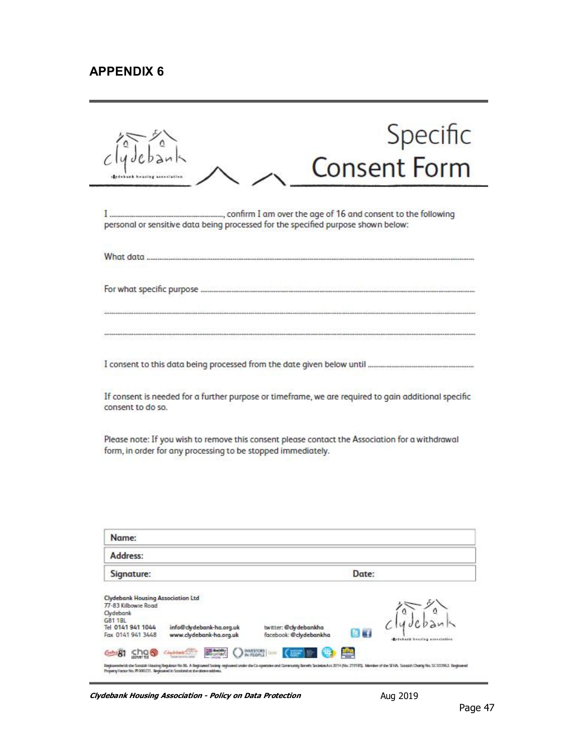# APPENDIX 6

clydebank
clydebank housing association

# Specific Consent Form

I ............................................................, confirm I am over the age of 16 and consent to the following personal or sensitive data being processed for the specified purpose shown below:

What data ...........................................................................................................................................

For what specific purpose ...................................................................................................................

.............................................................................................................................................................

.............................................................................................................................................................

I consent to this data being processed from the date given below until ............................................

If consent is needed for a further purpose or timeframe, we are required to gain additional specific consent to do so.

Please note: If you wish to remove this consent please contact the Association for a withdrawal form, in order for any processing to be stopped immediately.

| | |
|---|---|
| **Name:** | |
| **Address:** | |
| **Signature:** | **Date:** |

**Clydebank Housing Association Ltd**
77-83 Kilbowie Road
Clydebank
G81 1BL
Tel 0141 941 1044
Fax 0141 941 3448
info@clydebank-ha.org.uk
www.clydebank-ha.org.uk
twitter: @clydebankha
facebook: @clydebankha

Registered with the Scottish Housing Regulator No 86. A Registered Society registered under the Co-operative and Community Benefit Societies Act 2014 (No. 2191RS). Member of the SFHA. Scottish Charity No. SC033962. Registered Property Factor No. PF000231. Registered in Scotland at the above address.

***Clydebank Housing Association - Policy on Data Protection*** Aug 2019